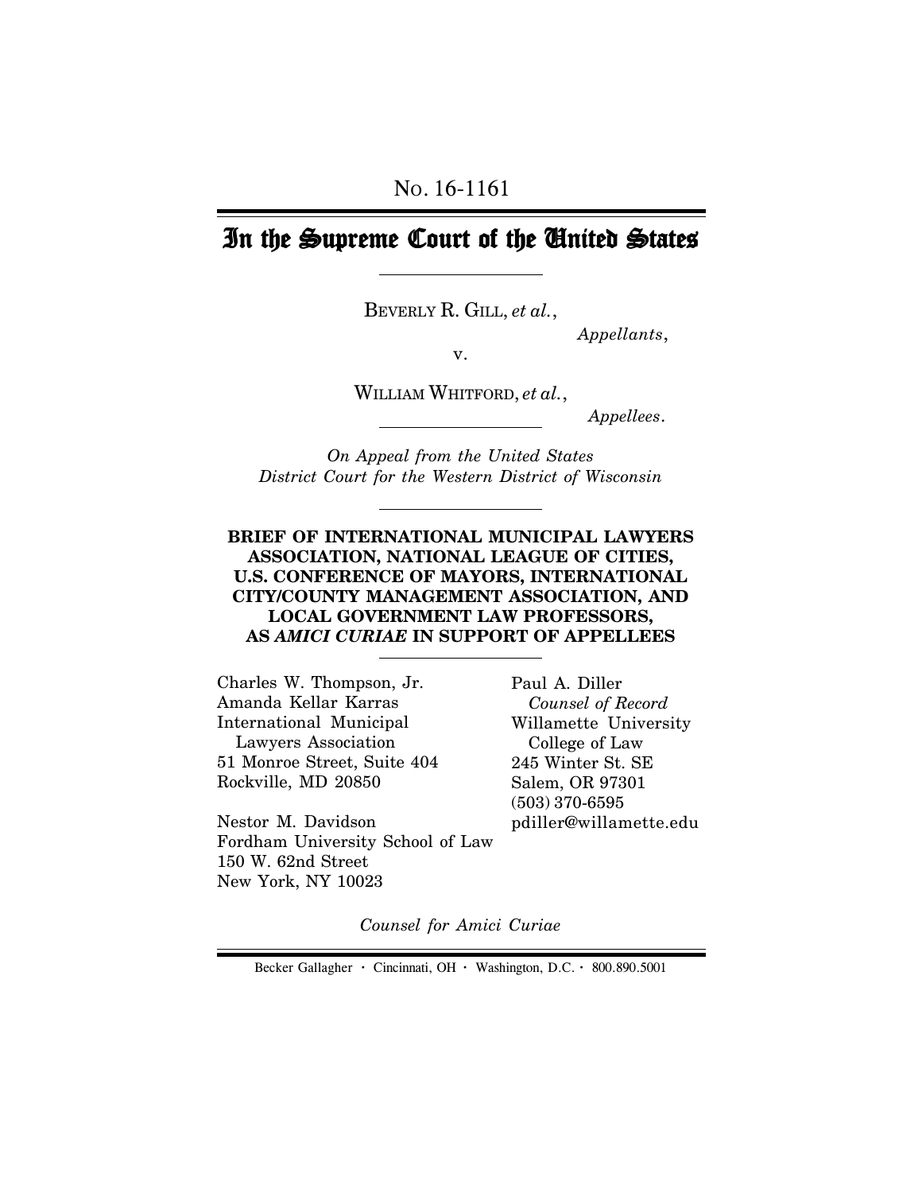No. 16-1161

# In the Supreme Court of the United States

BEVERLY R. GILL, *et al.*,

*Appellants*,

v.

WILLIAM WHITFORD, *et al.*,

*Appellees*.

*On Appeal from the United States District Court for the Western District of Wisconsin*

**BRIEF OF INTERNATIONAL MUNICIPAL LAWYERS ASSOCIATION, NATIONAL LEAGUE OF CITIES, U.S. CONFERENCE OF MAYORS, INTERNATIONAL CITY/COUNTY MANAGEMENT ASSOCIATION, AND LOCAL GOVERNMENT LAW PROFESSORS, AS *AMICI CURIAE* IN SUPPORT OF APPELLEES**

Charles W. Thompson, Jr.
Amanda Kellar Karras
International Municipal Lawyers Association
51 Monroe Street, Suite 404
Rockville, MD 20850

Nestor M. Davidson
Fordham University School of Law
150 W. 62nd Street
New York, NY 10023

Paul A. Diller
*Counsel of Record*
Willamette University College of Law
245 Winter St. SE
Salem, OR 97301
(503) 370-6595
pdiller@willamette.edu

*Counsel for Amici Curiae*

Becker Gallagher · Cincinnati, OH · Washington, D.C. · 800.890.5001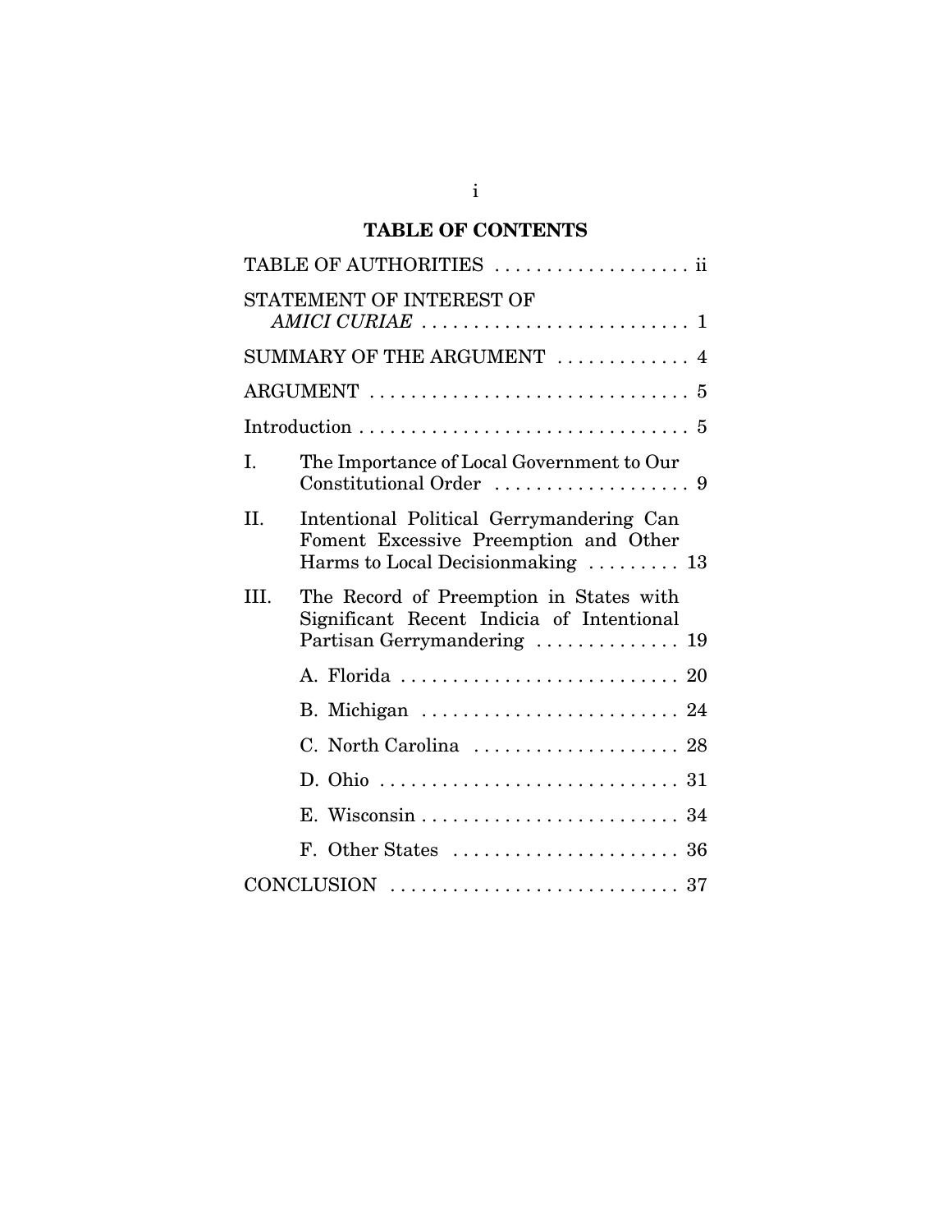# TABLE OF CONTENTS

TABLE OF AUTHORITIES . . . . . . . . . . . . . . . . . . . ii

STATEMENT OF INTEREST OF *AMICI CURIAE* . . . . . . . . . . . . . . . . . . . . . . . . . . 1

SUMMARY OF THE ARGUMENT . . . . . . . . . . . . . 4

ARGUMENT . . . . . . . . . . . . . . . . . . . . . . . . . . . . . . . 5

Introduction . . . . . . . . . . . . . . . . . . . . . . . . . . . . . . . . 5

I. The Importance of Local Government to Our Constitutional Order . . . . . . . . . . . . . . . . . . . 9

II. Intentional Political Gerrymandering Can Foment Excessive Preemption and Other Harms to Local Decisionmaking . . . . . . . . . 13

III. The Record of Preemption in States with Significant Recent Indicia of Intentional Partisan Gerrymandering . . . . . . . . . . . . . . 19

   A. Florida . . . . . . . . . . . . . . . . . . . . . . . . . . . 20

   B. Michigan . . . . . . . . . . . . . . . . . . . . . . . . . 24

   C. North Carolina . . . . . . . . . . . . . . . . . . . . 28

   D. Ohio . . . . . . . . . . . . . . . . . . . . . . . . . . . . . 31

   E. Wisconsin . . . . . . . . . . . . . . . . . . . . . . . . . 34

   F. Other States . . . . . . . . . . . . . . . . . . . . . . 36

CONCLUSION . . . . . . . . . . . . . . . . . . . . . . . . . . . . 37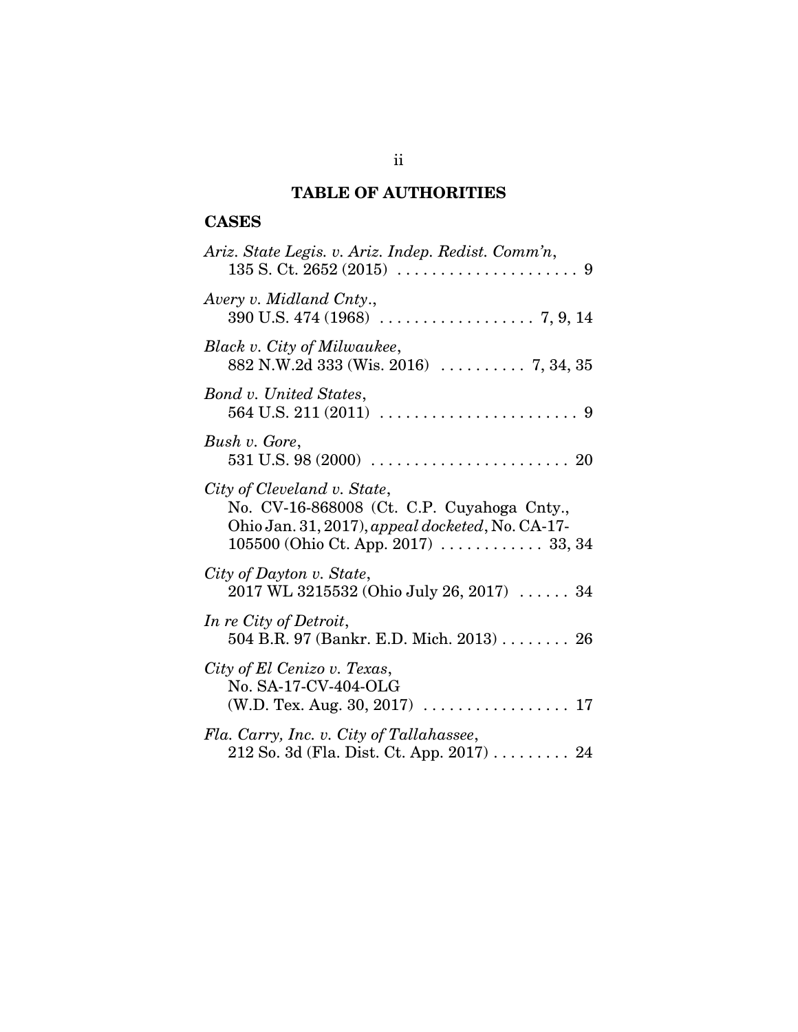## TABLE OF AUTHORITIES

### CASES

*Ariz. State Legis. v. Ariz. Indep. Redist. Comm'n*,
135 S. Ct. 2652 (2015) . . . . . . . . . . . . . . . . . . . . . 9

*Avery v. Midland Cnty.*,
390 U.S. 474 (1968) . . . . . . . . . . . . . . . . . . 7, 9, 14

*Black v. City of Milwaukee*,
882 N.W.2d 333 (Wis. 2016) . . . . . . . . . . 7, 34, 35

*Bond v. United States*,
564 U.S. 211 (2011) . . . . . . . . . . . . . . . . . . . . . . . 9

*Bush v. Gore*,
531 U.S. 98 (2000) . . . . . . . . . . . . . . . . . . . . . . . 20

*City of Cleveland v. State*,
No. CV-16-868008 (Ct. C.P. Cuyahoga Cnty., Ohio Jan. 31, 2017), *appeal docketed*, No. CA-17-105500 (Ohio Ct. App. 2017) . . . . . . . . . . . . 33, 34

*City of Dayton v. State*,
2017 WL 3215532 (Ohio July 26, 2017) . . . . . . 34

*In re City of Detroit*,
504 B.R. 97 (Bankr. E.D. Mich. 2013) . . . . . . . . 26

*City of El Cenizo v. Texas*,
No. SA-17-CV-404-OLG
(W.D. Tex. Aug. 30, 2017) . . . . . . . . . . . . . . . . . 17

*Fla. Carry, Inc. v. City of Tallahassee*,
212 So. 3d (Fla. Dist. Ct. App. 2017) . . . . . . . . . 24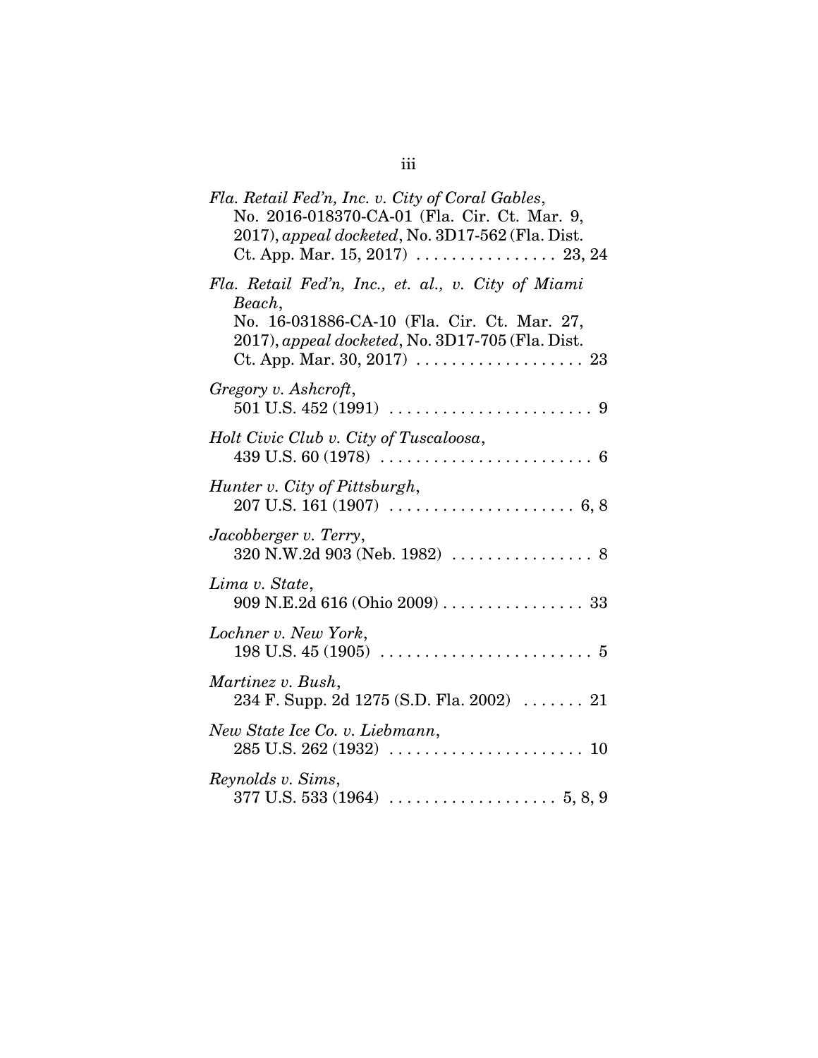*Fla. Retail Fed'n, Inc. v. City of Coral Gables*,
No. 2016-018370-CA-01 (Fla. Cir. Ct. Mar. 9, 2017), *appeal docketed*, No. 3D17-562 (Fla. Dist. Ct. App. Mar. 15, 2017) . . . . . . . . . . . . . . . . 23, 24

*Fla. Retail Fed'n, Inc., et. al., v. City of Miami Beach*,
No. 16-031886-CA-10 (Fla. Cir. Ct. Mar. 27, 2017), *appeal docketed*, No. 3D17-705 (Fla. Dist. Ct. App. Mar. 30, 2017) . . . . . . . . . . . . . . . . . . . 23

*Gregory v. Ashcroft*,
501 U.S. 452 (1991) . . . . . . . . . . . . . . . . . . . . . . . 9

*Holt Civic Club v. City of Tuscaloosa*,
439 U.S. 60 (1978) . . . . . . . . . . . . . . . . . . . . . . . . 6

*Hunter v. City of Pittsburgh*,
207 U.S. 161 (1907) . . . . . . . . . . . . . . . . . . . . . 6, 8

*Jacobberger v. Terry*,
320 N.W.2d 903 (Neb. 1982) . . . . . . . . . . . . . . . . 8

*Lima v. State*,
909 N.E.2d 616 (Ohio 2009) . . . . . . . . . . . . . . . . 33

*Lochner v. New York*,
198 U.S. 45 (1905) . . . . . . . . . . . . . . . . . . . . . . . . 5

*Martinez v. Bush*,
234 F. Supp. 2d 1275 (S.D. Fla. 2002) . . . . . . . 21

*New State Ice Co. v. Liebmann*,
285 U.S. 262 (1932) . . . . . . . . . . . . . . . . . . . . . . 10

*Reynolds v. Sims*,
377 U.S. 533 (1964) . . . . . . . . . . . . . . . . . . . 5, 8, 9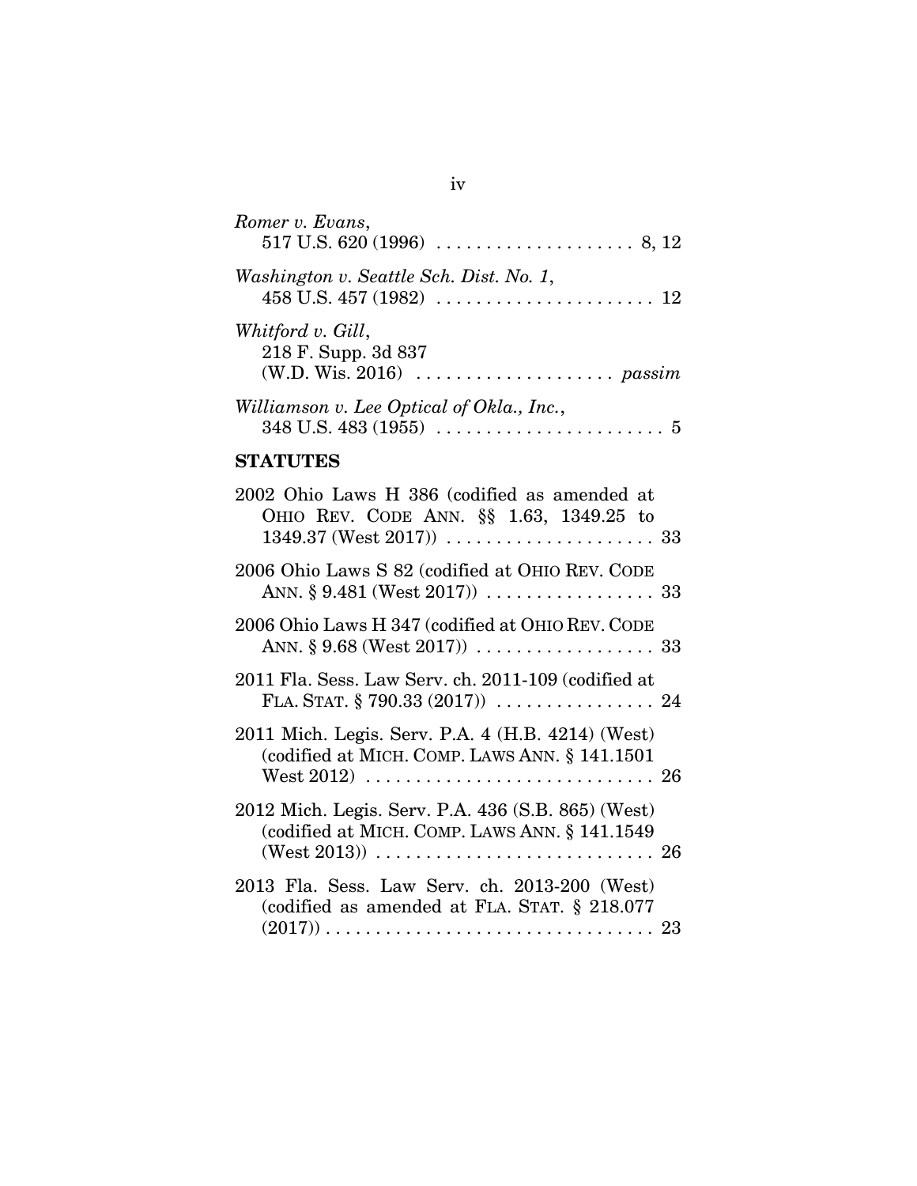*Romer v. Evans*,
517 U.S. 620 (1996) .................... 8, 12

*Washington v. Seattle Sch. Dist. No. 1*,
458 U.S. 457 (1982) ...................... 12

*Whitford v. Gill*,
218 F. Supp. 3d 837
(W.D. Wis. 2016) .................... *passim*

*Williamson v. Lee Optical of Okla., Inc.*,
348 U.S. 483 (1955) ....................... 5

## STATUTES

2002 Ohio Laws H 386 (codified as amended at OHIO REV. CODE ANN. §§ 1.63, 1349.25 to 1349.37 (West 2017)) ..................... 33

2006 Ohio Laws S 82 (codified at OHIO REV. CODE ANN. § 9.481 (West 2017)) ................. 33

2006 Ohio Laws H 347 (codified at OHIO REV. CODE ANN. § 9.68 (West 2017)) .................. 33

2011 Fla. Sess. Law Serv. ch. 2011-109 (codified at FLA. STAT. § 790.33 (2017)) ................ 24

2011 Mich. Legis. Serv. P.A. 4 (H.B. 4214) (West) (codified at MICH. COMP. LAWS ANN. § 141.1501 West 2012) ............................. 26

2012 Mich. Legis. Serv. P.A. 436 (S.B. 865) (West) (codified at MICH. COMP. LAWS ANN. § 141.1549 (West 2013)) ............................ 26

2013 Fla. Sess. Law Serv. ch. 2013-200 (West) (codified as amended at FLA. STAT. § 218.077 (2017)) ................................. 23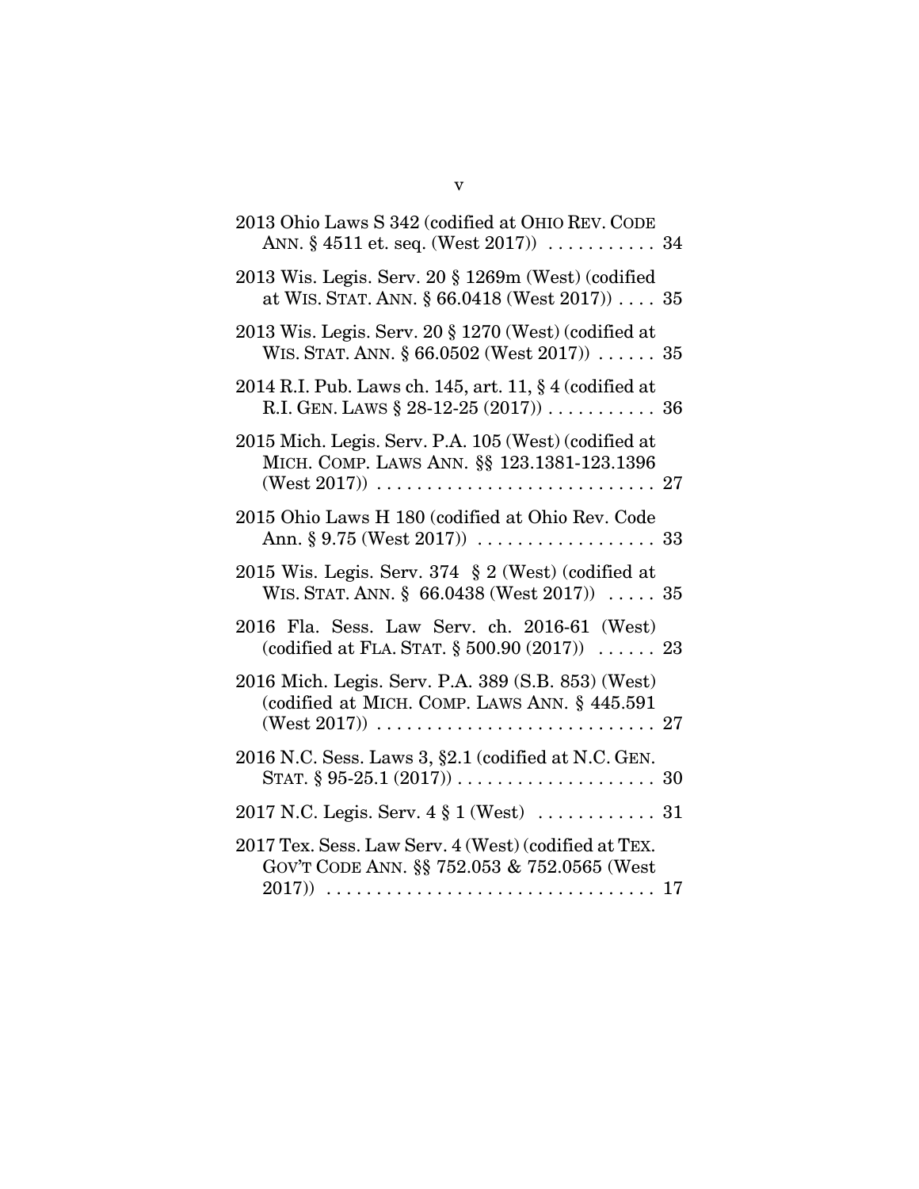2013 Ohio Laws S 342 (codified at OHIO REV. CODE ANN. § 4511 et. seq. (West 2017)) . . . . . . . . . . . 34

2013 Wis. Legis. Serv. 20 § 1269m (West) (codified at WIS. STAT. ANN. § 66.0418 (West 2017)) . . . . 35

2013 Wis. Legis. Serv. 20 § 1270 (West) (codified at WIS. STAT. ANN. § 66.0502 (West 2017)) . . . . . . 35

2014 R.I. Pub. Laws ch. 145, art. 11, § 4 (codified at R.I. GEN. LAWS § 28-12-25 (2017)) . . . . . . . . . . . 36

2015 Mich. Legis. Serv. P.A. 105 (West) (codified at MICH. COMP. LAWS ANN. §§ 123.1381-123.1396 (West 2017)) . . . . . . . . . . . . . . . . . . . . . . . . . . . . 27

2015 Ohio Laws H 180 (codified at Ohio Rev. Code Ann. § 9.75 (West 2017)) . . . . . . . . . . . . . . . . . . 33

2015 Wis. Legis. Serv. 374 § 2 (West) (codified at WIS. STAT. ANN. § 66.0438 (West 2017)) . . . . . 35

2016 Fla. Sess. Law Serv. ch. 2016-61 (West) (codified at FLA. STAT. § 500.90 (2017)) . . . . . . 23

2016 Mich. Legis. Serv. P.A. 389 (S.B. 853) (West) (codified at MICH. COMP. LAWS ANN. § 445.591 (West 2017)) . . . . . . . . . . . . . . . . . . . . . . . . . . . . 27

2016 N.C. Sess. Laws 3, §2.1 (codified at N.C. GEN. STAT. § 95-25.1 (2017)) . . . . . . . . . . . . . . . . . . . . 30

2017 N.C. Legis. Serv. 4 § 1 (West) . . . . . . . . . . . . 31

2017 Tex. Sess. Law Serv. 4 (West) (codified at TEX. GOV'T CODE ANN. §§ 752.053 & 752.0565 (West 2017)) . . . . . . . . . . . . . . . . . . . . . . . . . . . . . . . . 17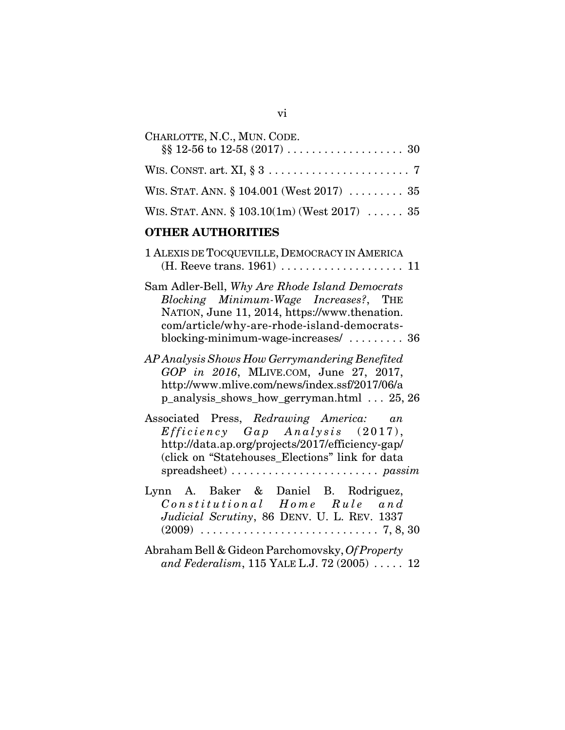CHARLOTTE, N.C., MUN. CODE. §§ 12-56 to 12-58 (2017) . . . . . . . . . . . . . . . . . . 30

WIS. CONST. art. XI, § 3 . . . . . . . . . . . . . . . . . . . . . . 7

WIS. STAT. ANN. § 104.001 (West 2017) . . . . . . . . . 35

WIS. STAT. ANN. § 103.10(1m) (West 2017) . . . . . . 35

## OTHER AUTHORITIES

1 ALEXIS DE TOCQUEVILLE, DEMOCRACY IN AMERICA (H. Reeve trans. 1961) . . . . . . . . . . . . . . . . . . . . 11

Sam Adler-Bell, *Why Are Rhode Island Democrats Blocking Minimum-Wage Increases?*, THE NATION, June 11, 2014, https://www.thenation.com/article/why-are-rhode-island-democrats-blocking-minimum-wage-increases/ . . . . . . . . . 36

*AP Analysis Shows How Gerrymandering Benefited GOP in 2016*, MLIVE.COM, June 27, 2017, http://www.mlive.com/news/index.ssf/2017/06/ap_analysis_shows_how_gerryman.html . . . 25, 26

Associated Press, *Redrawing America: an Efficiency Gap Analysis* (2017), http://data.ap.org/projects/2017/efficiency-gap/ (click on "Statehouses_Elections" link for data spreadsheet) . . . . . . . . . . . . . . . . . . . . . . . . *passim*

Lynn A. Baker & Daniel B. Rodriguez, *Constitutional Home Rule and Judicial Scrutiny*, 86 DENV. U. L. REV. 1337 (2009) . . . . . . . . . . . . . . . . . . . . . . . . . . . . 7, 8, 30

Abraham Bell & Gideon Parchomovsky, *Of Property and Federalism*, 115 YALE L.J. 72 (2005) . . . . . 12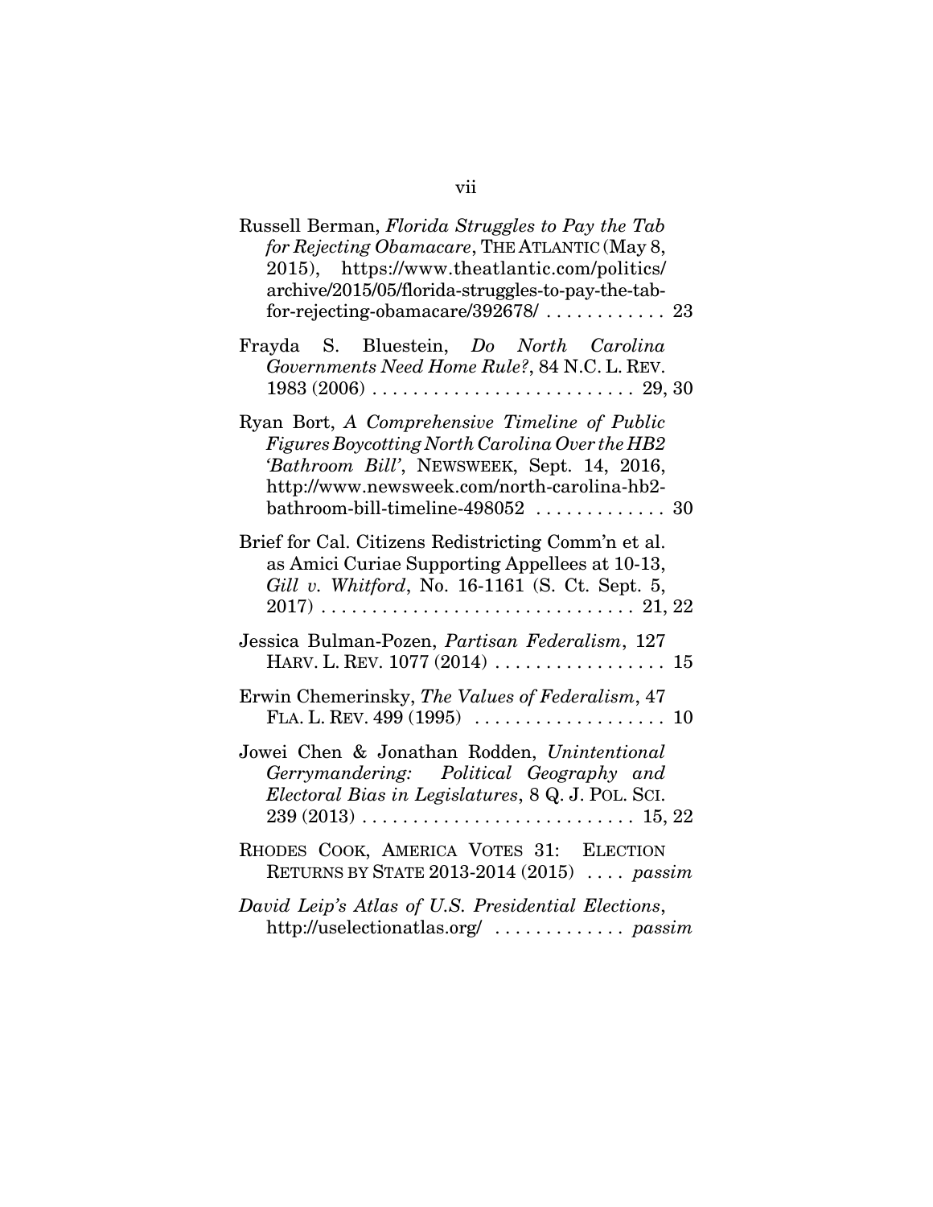Russell Berman, *Florida Struggles to Pay the Tab for Rejecting Obamacare*, THE ATLANTIC (May 8, 2015), https://www.theatlantic.com/politics/archive/2015/05/florida-struggles-to-pay-the-tab-for-rejecting-obamacare/392678/ . . . . . . . . . . . . 23

Frayda S. Bluestein, *Do North Carolina Governments Need Home Rule?*, 84 N.C. L. REV. 1983 (2006) . . . . . . . . . . . . . . . . . . . . . . . . . . 29, 30

Ryan Bort, *A Comprehensive Timeline of Public Figures Boycotting North Carolina Over the HB2 'Bathroom Bill'*, NEWSWEEK, Sept. 14, 2016, http://www.newsweek.com/north-carolina-hb2-bathroom-bill-timeline-498052 . . . . . . . . . . . . . 30

Brief for Cal. Citizens Redistricting Comm'n et al. as Amici Curiae Supporting Appellees at 10-13, *Gill v. Whitford*, No. 16-1161 (S. Ct. Sept. 5, 2017) . . . . . . . . . . . . . . . . . . . . . . . . . . . . . . . 21, 22

Jessica Bulman-Pozen, *Partisan Federalism*, 127 HARV. L. REV. 1077 (2014) . . . . . . . . . . . . . . . . . 15

Erwin Chemerinsky, *The Values of Federalism*, 47 FLA. L. REV. 499 (1995) . . . . . . . . . . . . . . . . . . . 10

Jowei Chen & Jonathan Rodden, *Unintentional Gerrymandering: Political Geography and Electoral Bias in Legislatures*, 8 Q. J. POL. SCI. 239 (2013) . . . . . . . . . . . . . . . . . . . . . . . . . . 15, 22

RHODES COOK, AMERICA VOTES 31: ELECTION RETURNS BY STATE 2013-2014 (2015) . . . . *passim*

*David Leip's Atlas of U.S. Presidential Elections*, http://uselectionatlas.org/ . . . . . . . . . . . . . *passim*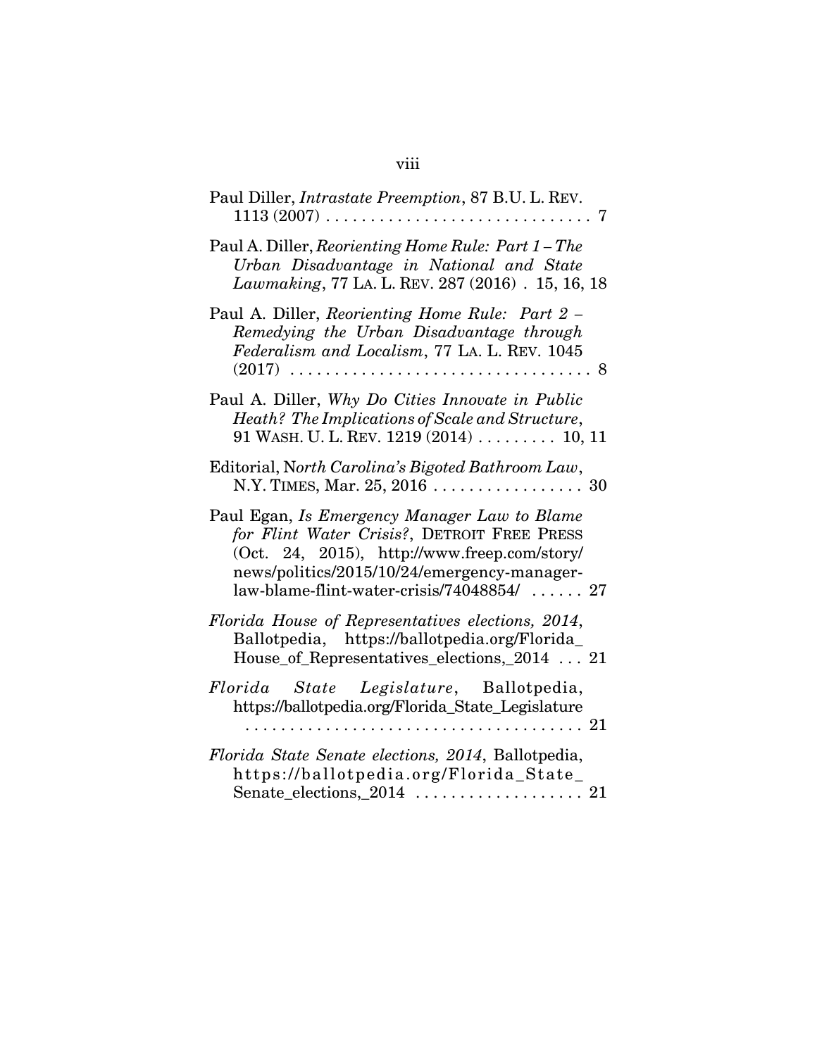Paul Diller, *Intrastate Preemption*, 87 B.U. L. REV. 1113 (2007) . . . . . . . . . . . . . . . . . . . . . . . . . . . . . . 7

Paul A. Diller, *Reorienting Home Rule: Part 1 – The Urban Disadvantage in National and State Lawmaking*, 77 LA. L. REV. 287 (2016) . 15, 16, 18

Paul A. Diller, *Reorienting Home Rule: Part 2 – Remedying the Urban Disadvantage through Federalism and Localism*, 77 LA. L. REV. 1045 (2017) . . . . . . . . . . . . . . . . . . . . . . . . . . . . . . . . . 8

Paul A. Diller, *Why Do Cities Innovate in Public Heath? The Implications of Scale and Structure*, 91 WASH. U. L. REV. 1219 (2014) . . . . . . . . . 10, 11

Editorial, N*orth Carolina's Bigoted Bathroom Law*, N.Y. TIMES, Mar. 25, 2016 . . . . . . . . . . . . . . . . . 30

Paul Egan, *Is Emergency Manager Law to Blame for Flint Water Crisis?*, DETROIT FREE PRESS (Oct. 24, 2015), http://www.freep.com/story/news/politics/2015/10/24/emergency-manager-law-blame-flint-water-crisis/74048854/ . . . . . . 27

*Florida House of Representatives elections, 2014*, Ballotpedia, https://ballotpedia.org/Florida_House_of_Representatives_elections,_2014 . . . 21

*Florida State Legislature*, Ballotpedia, https://ballotpedia.org/Florida_State_Legislature . . . . . . . . . . . . . . . . . . . . . . . . . . . . . . . . . . . . . . 21

*Florida State Senate elections, 2014*, Ballotpedia, https://ballotpedia.org/Florida_State_Senate_elections,_2014 . . . . . . . . . . . . . . . . . . . 21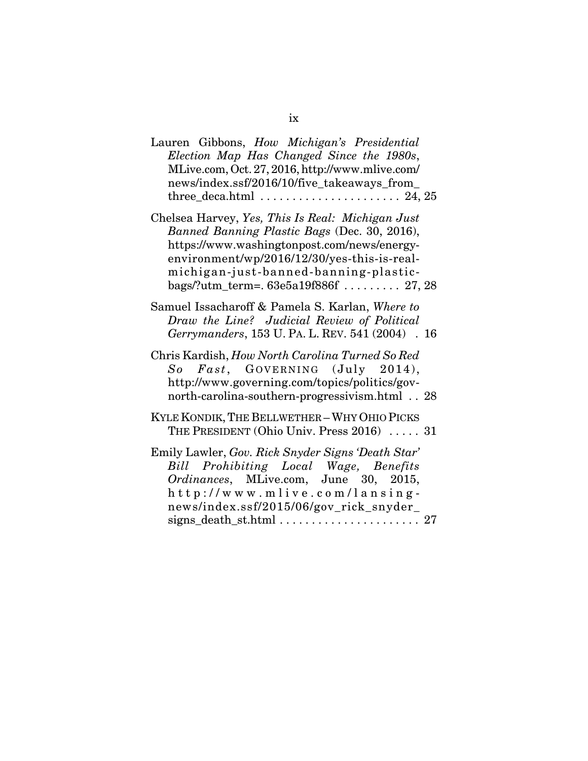Lauren Gibbons, *How Michigan's Presidential Election Map Has Changed Since the 1980s*, MLive.com, Oct. 27, 2016, http://www.mlive.com/news/index.ssf/2016/10/five_takeaways_from_three_deca.html . . . . . . . . . . . . . . . . . . . . . . 24, 25

Chelsea Harvey, *Yes, This Is Real: Michigan Just Banned Banning Plastic Bags* (Dec. 30, 2016), https://www.washingtonpost.com/news/energy-environment/wp/2016/12/30/yes-this-is-real-michigan-just-banned-banning-plastic-bags/?utm_term=. 63e5a19f886f . . . . . . . . . 27, 28

Samuel Issacharoff & Pamela S. Karlan, *Where to Draw the Line? Judicial Review of Political Gerrymanders*, 153 U. PA. L. REV. 541 (2004) . 16

Chris Kardish, *How North Carolina Turned So Red So Fast*, GOVERNING (July 2014), http://www.governing.com/topics/politics/gov-north-carolina-southern-progressivism.html . . 28

KYLE KONDIK, THE BELLWETHER – WHY OHIO PICKS THE PRESIDENT (Ohio Univ. Press 2016) . . . . . 31

Emily Lawler, *Gov. Rick Snyder Signs 'Death Star' Bill Prohibiting Local Wage, Benefits Ordinances*, MLive.com, June 30, 2015, http://www.mlive.com/lansing-news/index.ssf/2015/06/gov_rick_snyder_signs_death_st.html . . . . . . . . . . . . . . . . . . . . . . 27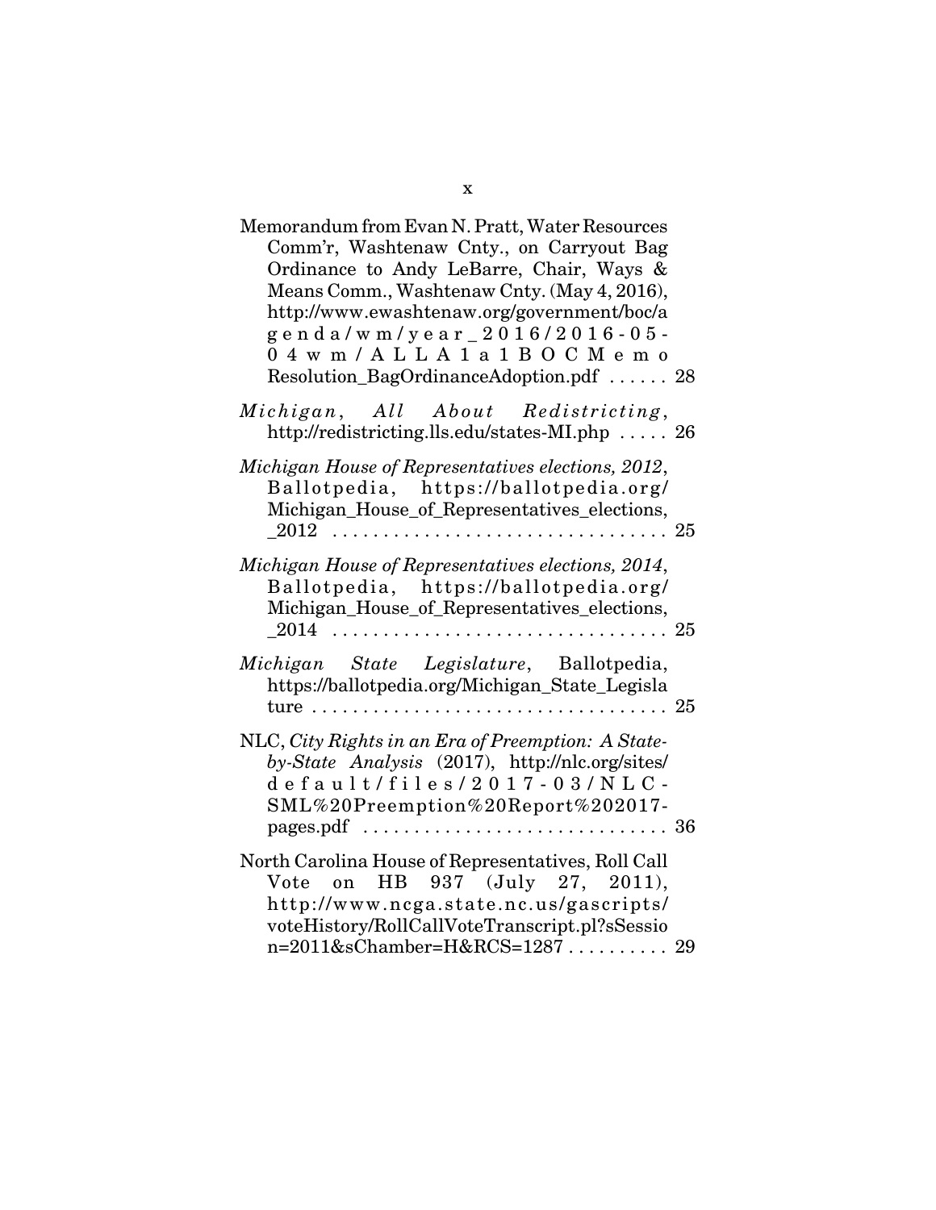Memorandum from Evan N. Pratt, Water Resources Comm'r, Washtenaw Cnty., on Carryout Bag Ordinance to Andy LeBarre, Chair, Ways & Means Comm., Washtenaw Cnty. (May 4, 2016), http://www.ewashtenaw.org/government/boc/agenda/wm/year_2016/2016-05-04wm/ALLA1a1BOCMemoResolution_BagOrdinanceAdoption.pdf ...... 28

*Michigan*, *All About Redistricting*, http://redistricting.lls.edu/states-MI.php ..... 26

*Michigan House of Representatives elections, 2012*, Ballotpedia, https://ballotpedia.org/Michigan_House_of_Representatives_elections,_2012 ................................ 25

*Michigan House of Representatives elections, 2014*, Ballotpedia, https://ballotpedia.org/Michigan_House_of_Representatives_elections,_2014 ................................ 25

*Michigan State Legislature*, Ballotpedia, https://ballotpedia.org/Michigan_State_Legislature .................................. 25

NLC, *City Rights in an Era of Preemption: A State-by-State Analysis* (2017), http://nlc.org/sites/default/files/2017-03/NLC-SML%20Preemption%20Report%202017-pages.pdf ............................ 36

North Carolina House of Representatives, Roll Call Vote on HB 937 (July 27, 2011), http://www.ncga.state.nc.us/gascripts/voteHistory/RollCallVoteTranscript.pl?sSession=2011&sChamber=H&RCS=1287 .......... 29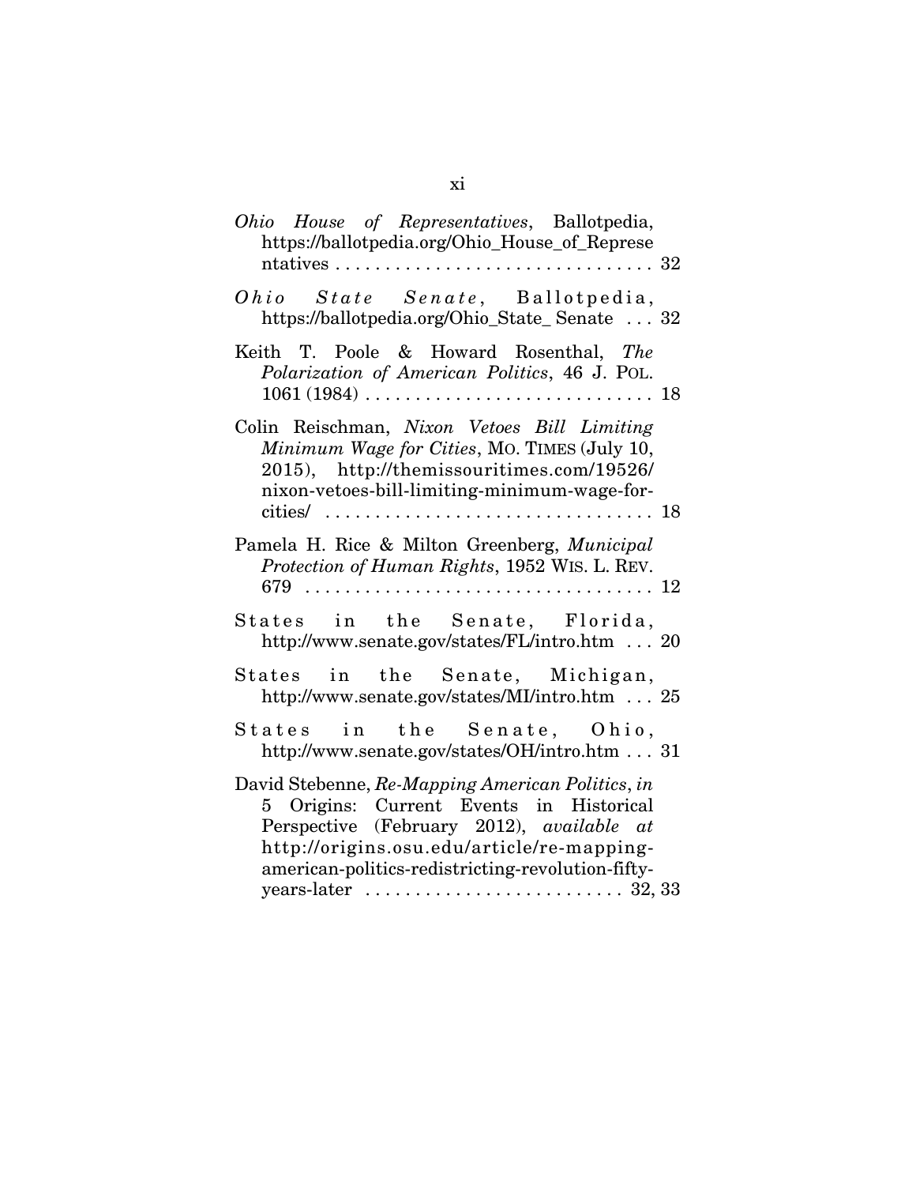*Ohio House of Representatives*, Ballotpedia, https://ballotpedia.org/Ohio_House_of_Representatives . . . . . . . . . . . . . . . . . . . . . . . . . . . . . . . . 32

*Ohio State Senate*, Ballotpedia, https://ballotpedia.org/Ohio_State_ Senate . . . 32

Keith T. Poole & Howard Rosenthal, *The Polarization of American Politics*, 46 J. POL. 1061 (1984) . . . . . . . . . . . . . . . . . . . . . . . . . . . . . 18

Colin Reischman, *Nixon Vetoes Bill Limiting Minimum Wage for Cities*, MO. TIMES (July 10, 2015), http://themissouritimes.com/19526/nixon-vetoes-bill-limiting-minimum-wage-for-cities/ . . . . . . . . . . . . . . . . . . . . . . . . . . . . . . . . 18

Pamela H. Rice & Milton Greenberg, *Municipal Protection of Human Rights*, 1952 WIS. L. REV. 679 . . . . . . . . . . . . . . . . . . . . . . . . . . . . . . . . . . 12

States in the Senate, Florida, http://www.senate.gov/states/FL/intro.htm . . . 20

States in the Senate, Michigan, http://www.senate.gov/states/MI/intro.htm . . . 25

States in the Senate, Ohio, http://www.senate.gov/states/OH/intro.htm . . . 31

David Stebenne, *Re-Mapping American Politics*, *in* 5 Origins: Current Events in Historical Perspective (February 2012), *available at* http://origins.osu.edu/article/re-mapping-american-politics-redistricting-revolution-fifty-years-later . . . . . . . . . . . . . . . . . . . . . . . . . 32, 33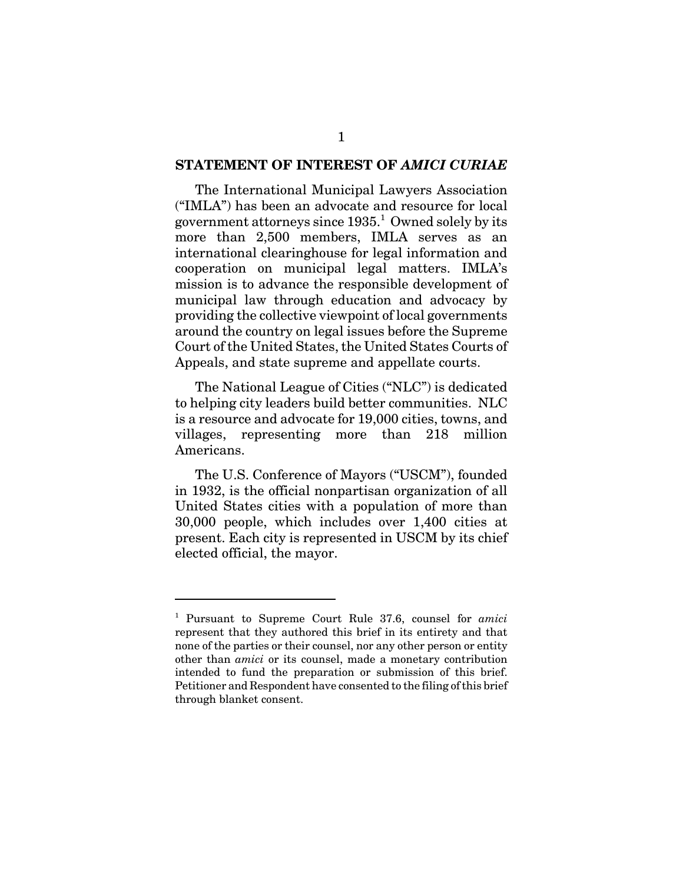## STATEMENT OF INTEREST OF *AMICI CURIAE*

The International Municipal Lawyers Association ("IMLA") has been an advocate and resource for local government attorneys since 1935.[1] Owned solely by its more than 2,500 members, IMLA serves as an international clearinghouse for legal information and cooperation on municipal legal matters. IMLA's mission is to advance the responsible development of municipal law through education and advocacy by providing the collective viewpoint of local governments around the country on legal issues before the Supreme Court of the United States, the United States Courts of Appeals, and state supreme and appellate courts.

The National League of Cities ("NLC") is dedicated to helping city leaders build better communities. NLC is a resource and advocate for 19,000 cities, towns, and villages, representing more than 218 million Americans.

The U.S. Conference of Mayors ("USCM"), founded in 1932, is the official nonpartisan organization of all United States cities with a population of more than 30,000 people, which includes over 1,400 cities at present. Each city is represented in USCM by its chief elected official, the mayor.

---

[1] Pursuant to Supreme Court Rule 37.6, counsel for *amici* represent that they authored this brief in its entirety and that none of the parties or their counsel, nor any other person or entity other than *amici* or its counsel, made a monetary contribution intended to fund the preparation or submission of this brief. Petitioner and Respondent have consented to the filing of this brief through blanket consent.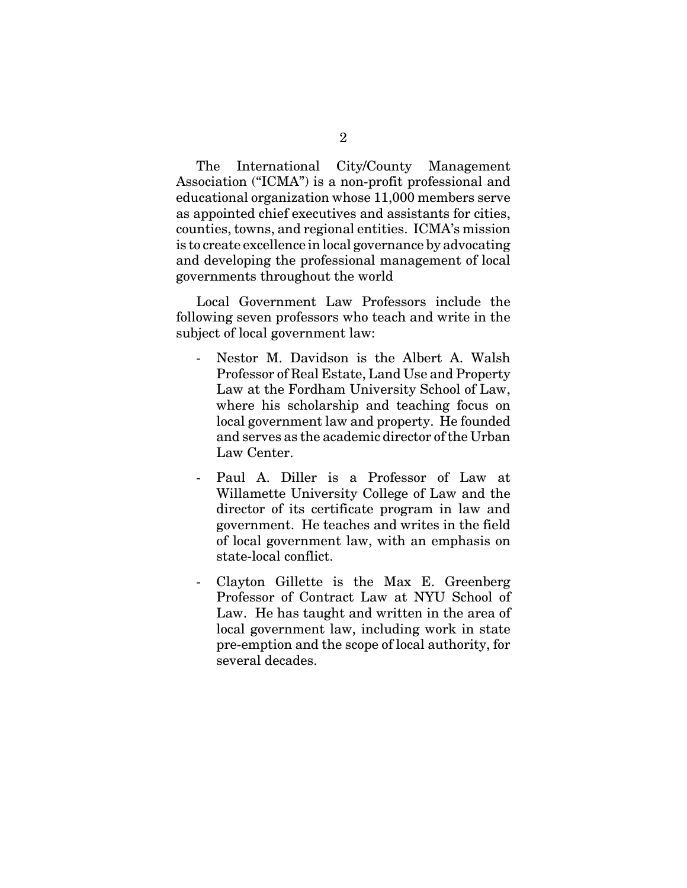The International City/County Management Association ("ICMA") is a non-profit professional and educational organization whose 11,000 members serve as appointed chief executives and assistants for cities, counties, towns, and regional entities. ICMA's mission is to create excellence in local governance by advocating and developing the professional management of local governments throughout the world

Local Government Law Professors include the following seven professors who teach and write in the subject of local government law:

- Nestor M. Davidson is the Albert A. Walsh Professor of Real Estate, Land Use and Property Law at the Fordham University School of Law, where his scholarship and teaching focus on local government law and property. He founded and serves as the academic director of the Urban Law Center.
- Paul A. Diller is a Professor of Law at Willamette University College of Law and the director of its certificate program in law and government. He teaches and writes in the field of local government law, with an emphasis on state-local conflict.
- Clayton Gillette is the Max E. Greenberg Professor of Contract Law at NYU School of Law. He has taught and written in the area of local government law, including work in state pre-emption and the scope of local authority, for several decades.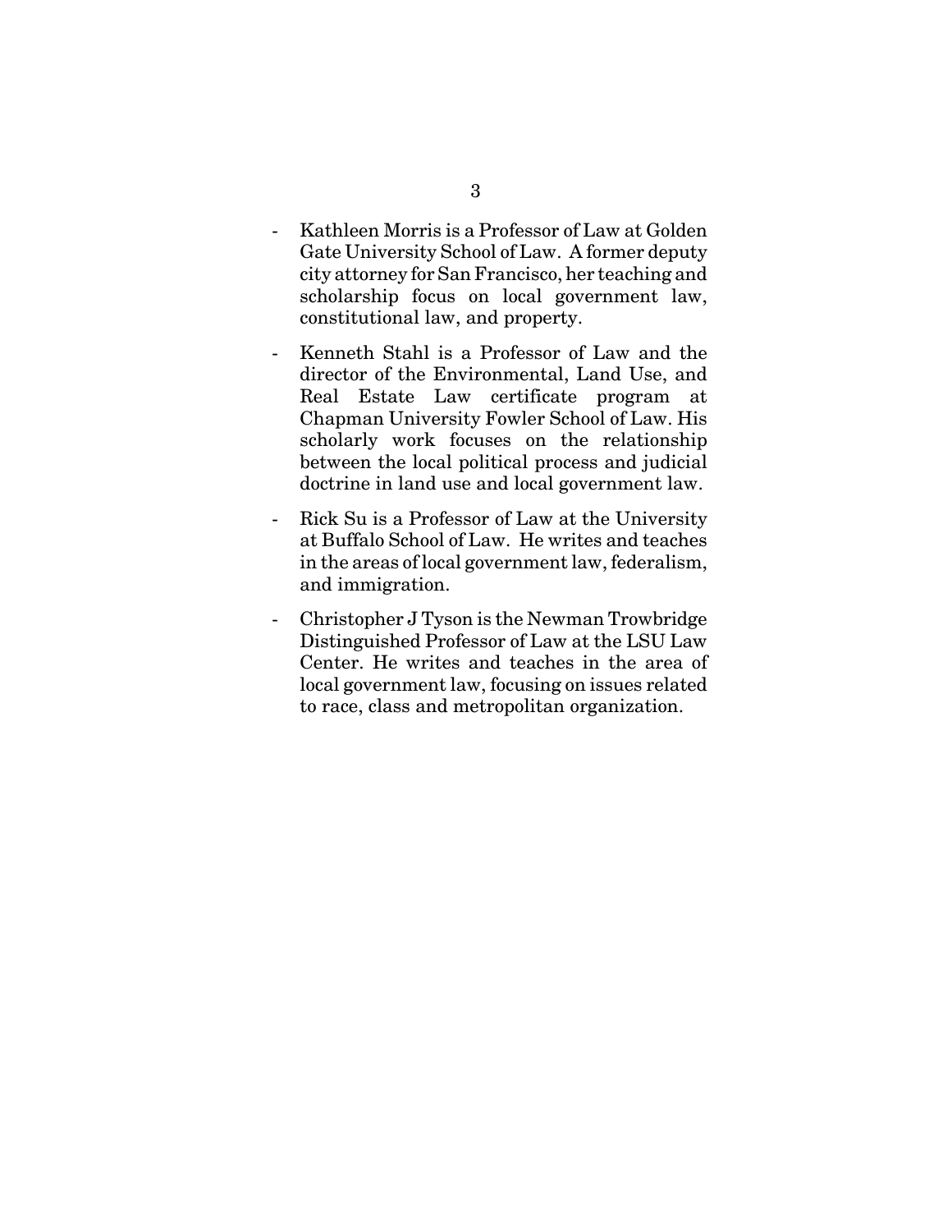- Kathleen Morris is a Professor of Law at Golden Gate University School of Law. A former deputy city attorney for San Francisco, her teaching and scholarship focus on local government law, constitutional law, and property.

- Kenneth Stahl is a Professor of Law and the director of the Environmental, Land Use, and Real Estate Law certificate program at Chapman University Fowler School of Law. His scholarly work focuses on the relationship between the local political process and judicial doctrine in land use and local government law.

- Rick Su is a Professor of Law at the University at Buffalo School of Law. He writes and teaches in the areas of local government law, federalism, and immigration.

- Christopher J Tyson is the Newman Trowbridge Distinguished Professor of Law at the LSU Law Center. He writes and teaches in the area of local government law, focusing on issues related to race, class and metropolitan organization.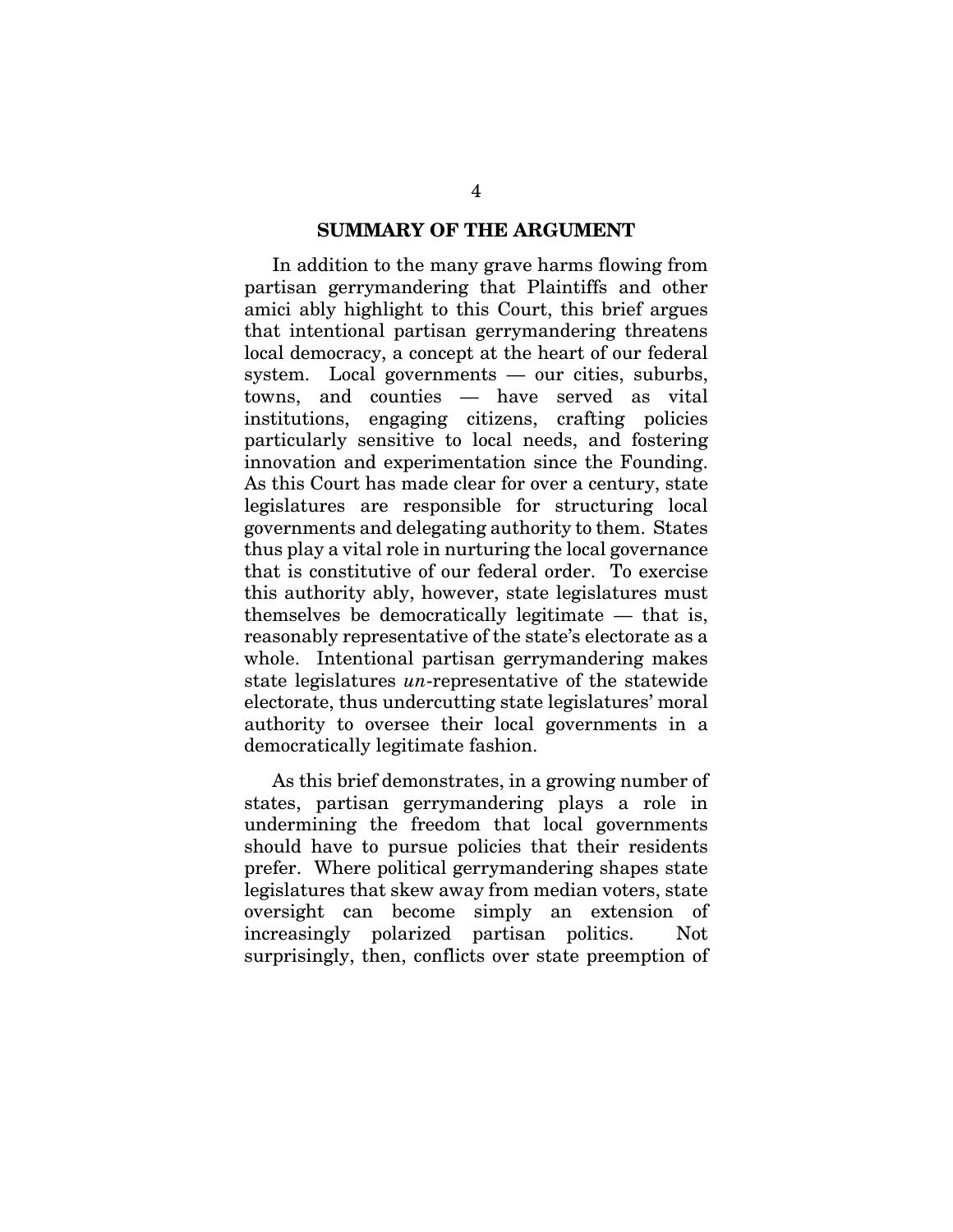## SUMMARY OF THE ARGUMENT

In addition to the many grave harms flowing from partisan gerrymandering that Plaintiffs and other amici ably highlight to this Court, this brief argues that intentional partisan gerrymandering threatens local democracy, a concept at the heart of our federal system. Local governments — our cities, suburbs, towns, and counties — have served as vital institutions, engaging citizens, crafting policies particularly sensitive to local needs, and fostering innovation and experimentation since the Founding. As this Court has made clear for over a century, state legislatures are responsible for structuring local governments and delegating authority to them. States thus play a vital role in nurturing the local governance that is constitutive of our federal order. To exercise this authority ably, however, state legislatures must themselves be democratically legitimate — that is, reasonably representative of the state's electorate as a whole. Intentional partisan gerrymandering makes state legislatures *un*-representative of the statewide electorate, thus undercutting state legislatures' moral authority to oversee their local governments in a democratically legitimate fashion.

As this brief demonstrates, in a growing number of states, partisan gerrymandering plays a role in undermining the freedom that local governments should have to pursue policies that their residents prefer. Where political gerrymandering shapes state legislatures that skew away from median voters, state oversight can become simply an extension of increasingly polarized partisan politics. Not surprisingly, then, conflicts over state preemption of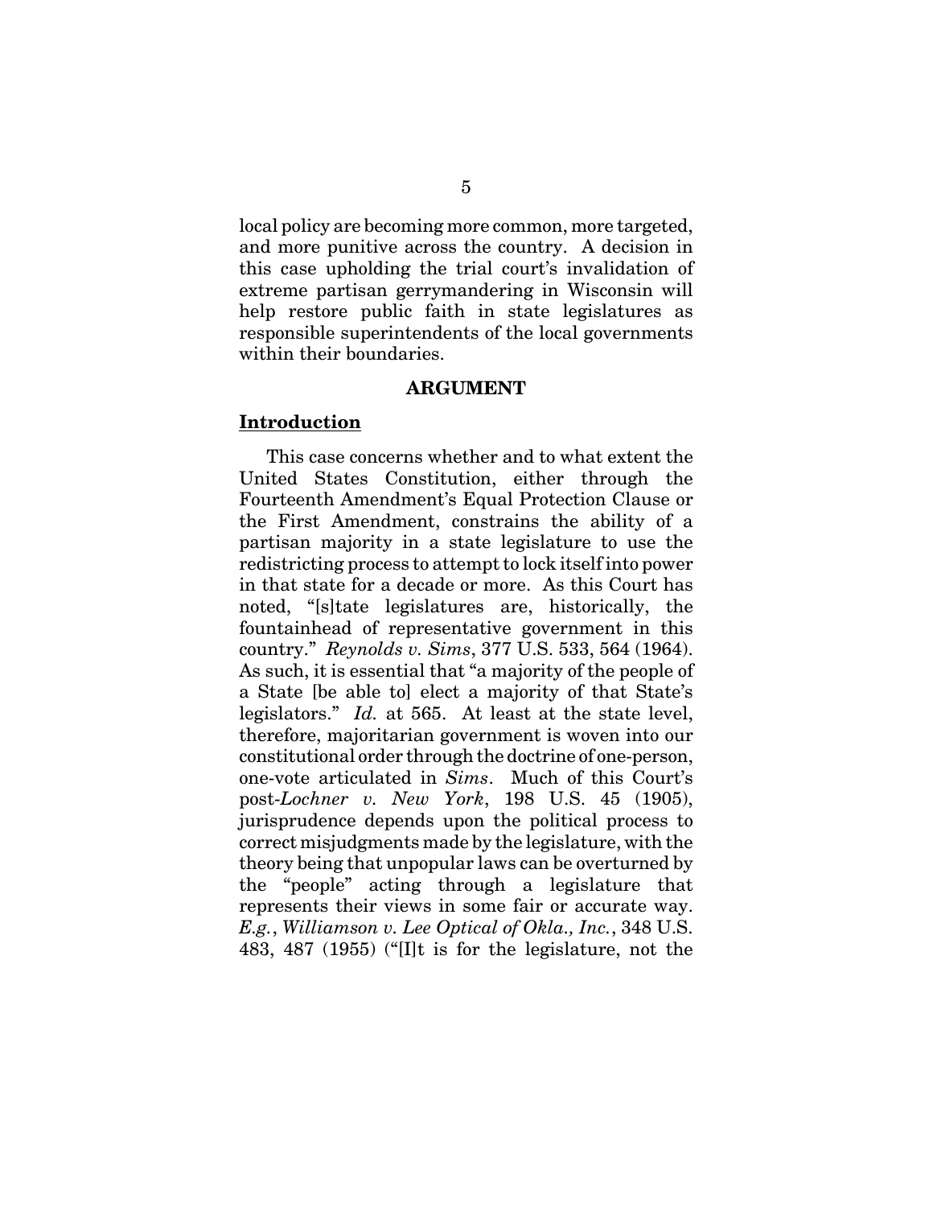local policy are becoming more common, more targeted, and more punitive across the country. A decision in this case upholding the trial court's invalidation of extreme partisan gerrymandering in Wisconsin will help restore public faith in state legislatures as responsible superintendents of the local governments within their boundaries.

## ARGUMENT

### Introduction

This case concerns whether and to what extent the United States Constitution, either through the Fourteenth Amendment's Equal Protection Clause or the First Amendment, constrains the ability of a partisan majority in a state legislature to use the redistricting process to attempt to lock itself into power in that state for a decade or more. As this Court has noted, "[s]tate legislatures are, historically, the fountainhead of representative government in this country." *Reynolds v. Sims*, 377 U.S. 533, 564 (1964). As such, it is essential that "a majority of the people of a State [be able to] elect a majority of that State's legislators." *Id.* at 565. At least at the state level, therefore, majoritarian government is woven into our constitutional order through the doctrine of one-person, one-vote articulated in *Sims*. Much of this Court's post-*Lochner v. New York*, 198 U.S. 45 (1905), jurisprudence depends upon the political process to correct misjudgments made by the legislature, with the theory being that unpopular laws can be overturned by the "people" acting through a legislature that represents their views in some fair or accurate way. *E.g.*, *Williamson v. Lee Optical of Okla., Inc.*, 348 U.S. 483, 487 (1955) ("[I]t is for the legislature, not the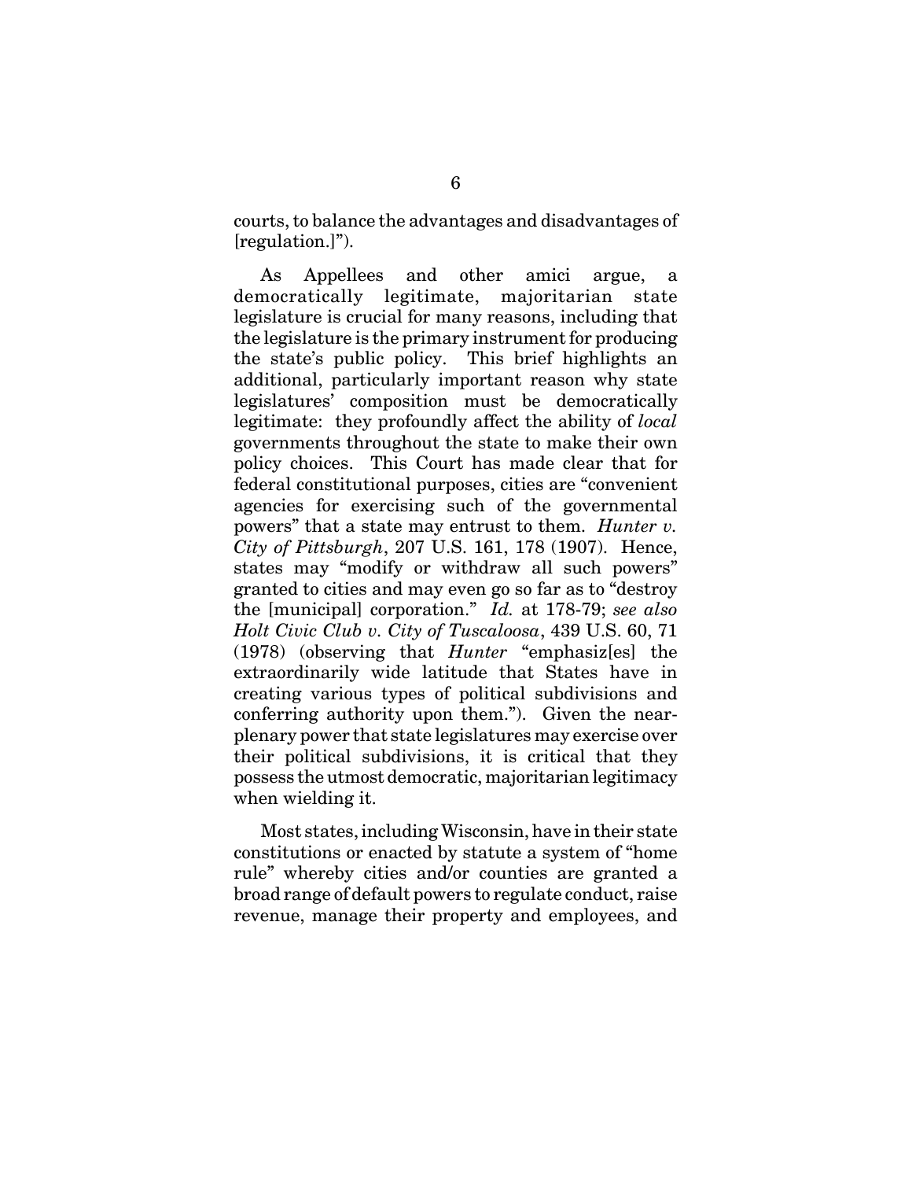courts, to balance the advantages and disadvantages of [regulation.]").

As Appellees and other amici argue, a democratically legitimate, majoritarian state legislature is crucial for many reasons, including that the legislature is the primary instrument for producing the state's public policy. This brief highlights an additional, particularly important reason why state legislatures' composition must be democratically legitimate: they profoundly affect the ability of *local* governments throughout the state to make their own policy choices. This Court has made clear that for federal constitutional purposes, cities are "convenient agencies for exercising such of the governmental powers" that a state may entrust to them. *Hunter v. City of Pittsburgh*, 207 U.S. 161, 178 (1907). Hence, states may "modify or withdraw all such powers" granted to cities and may even go so far as to "destroy the [municipal] corporation." *Id.* at 178-79; *see also Holt Civic Club v. City of Tuscaloosa*, 439 U.S. 60, 71 (1978) (observing that *Hunter* "emphasiz[es] the extraordinarily wide latitude that States have in creating various types of political subdivisions and conferring authority upon them."). Given the near-plenary power that state legislatures may exercise over their political subdivisions, it is critical that they possess the utmost democratic, majoritarian legitimacy when wielding it.

Most states, including Wisconsin, have in their state constitutions or enacted by statute a system of "home rule" whereby cities and/or counties are granted a broad range of default powers to regulate conduct, raise revenue, manage their property and employees, and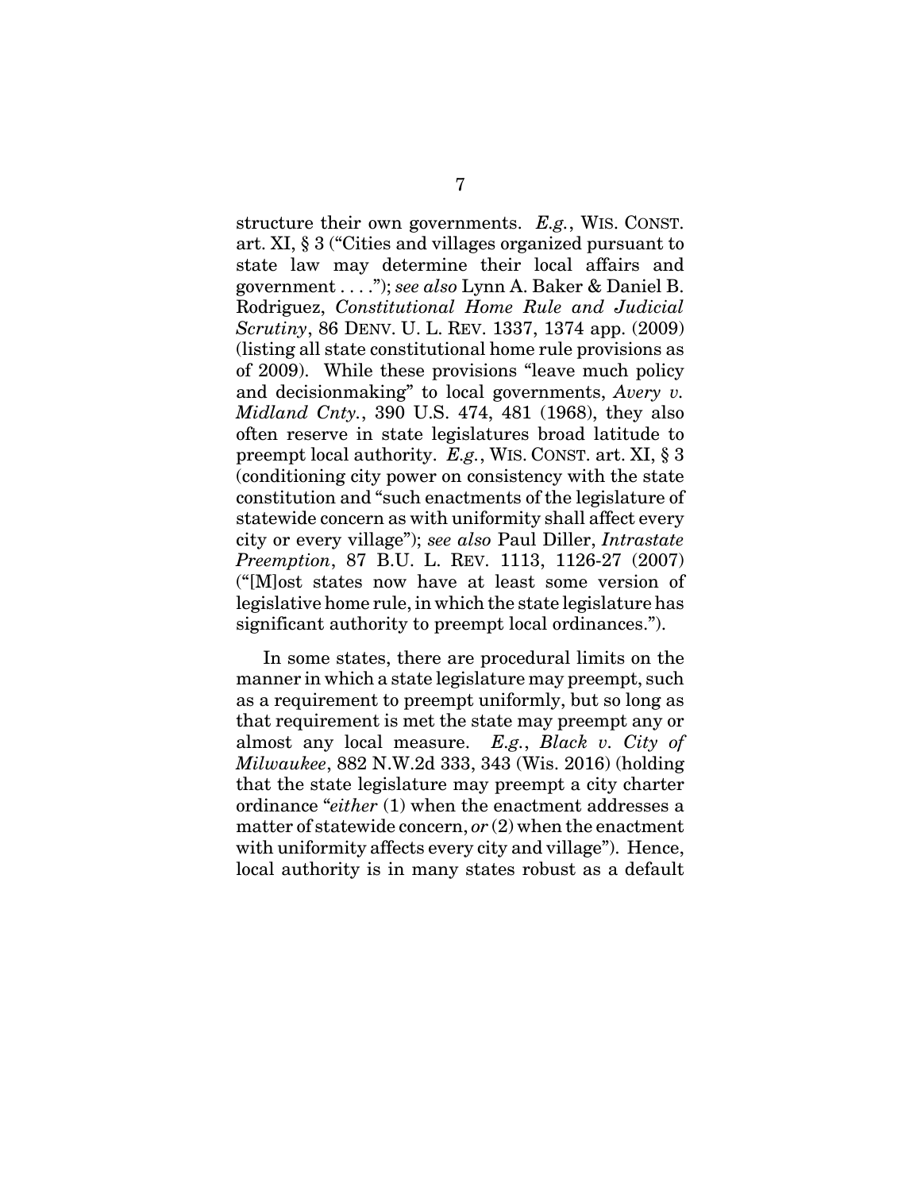structure their own governments. *E.g.*, WIS. CONST. art. XI, § 3 ("Cities and villages organized pursuant to state law may determine their local affairs and government . . . ."); *see also* Lynn A. Baker & Daniel B. Rodriguez, *Constitutional Home Rule and Judicial Scrutiny*, 86 DENV. U. L. REV. 1337, 1374 app. (2009) (listing all state constitutional home rule provisions as of 2009). While these provisions "leave much policy and decisionmaking" to local governments, *Avery v. Midland Cnty.*, 390 U.S. 474, 481 (1968), they also often reserve in state legislatures broad latitude to preempt local authority. *E.g.*, WIS. CONST. art. XI, § 3 (conditioning city power on consistency with the state constitution and "such enactments of the legislature of statewide concern as with uniformity shall affect every city or every village"); *see also* Paul Diller, *Intrastate Preemption*, 87 B.U. L. REV. 1113, 1126-27 (2007) ("[M]ost states now have at least some version of legislative home rule, in which the state legislature has significant authority to preempt local ordinances.").

In some states, there are procedural limits on the manner in which a state legislature may preempt, such as a requirement to preempt uniformly, but so long as that requirement is met the state may preempt any or almost any local measure. *E.g.*, *Black v. City of Milwaukee*, 882 N.W.2d 333, 343 (Wis. 2016) (holding that the state legislature may preempt a city charter ordinance "*either* (1) when the enactment addresses a matter of statewide concern, *or* (2) when the enactment with uniformity affects every city and village"). Hence, local authority is in many states robust as a default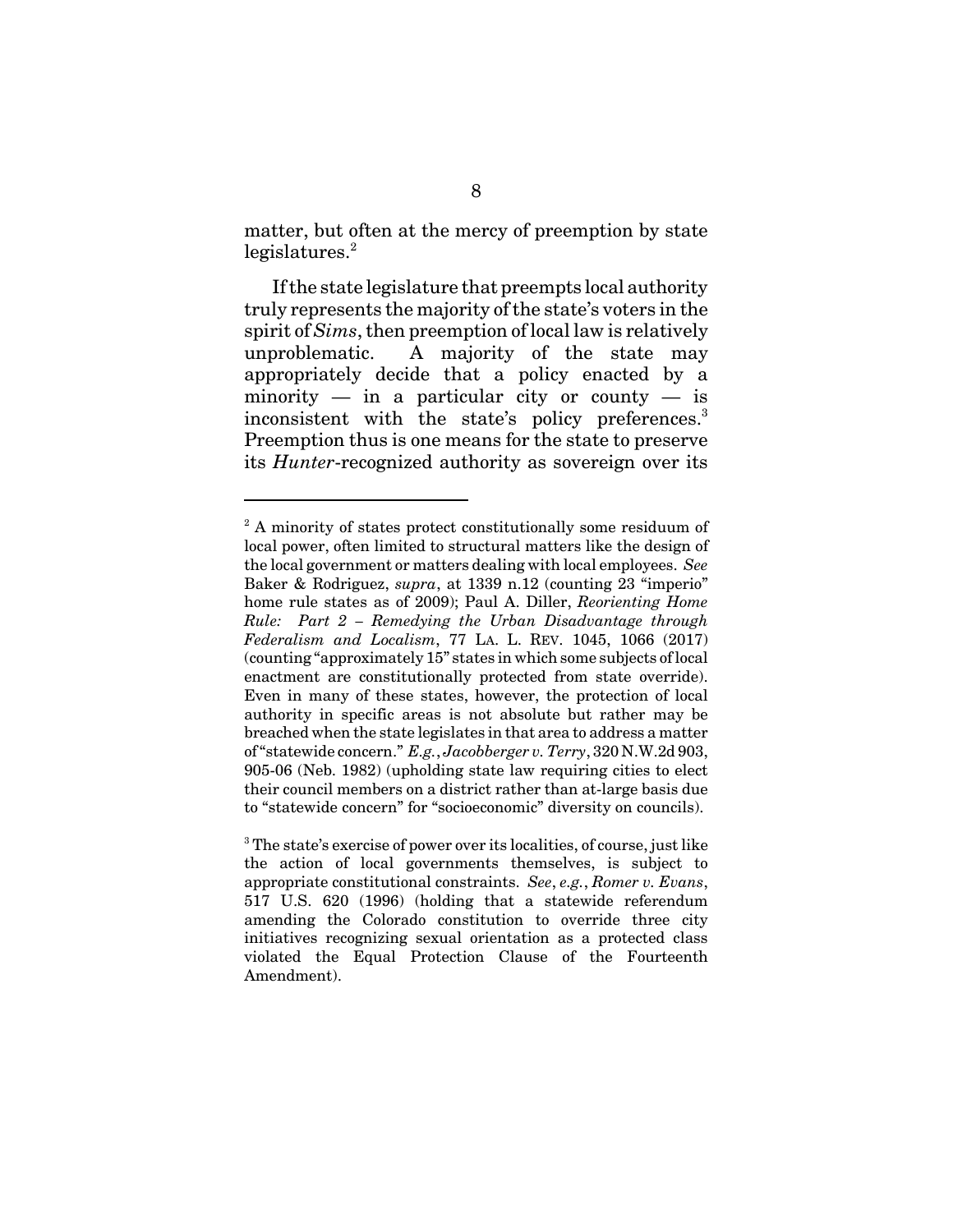matter, but often at the mercy of preemption by state legislatures.[2]

If the state legislature that preempts local authority truly represents the majority of the state's voters in the spirit of *Sims*, then preemption of local law is relatively unproblematic. A majority of the state may appropriately decide that a policy enacted by a minority — in a particular city or county — is inconsistent with the state's policy preferences.[3] Preemption thus is one means for the state to preserve its *Hunter*-recognized authority as sovereign over its

---

[2] A minority of states protect constitutionally some residuum of local power, often limited to structural matters like the design of the local government or matters dealing with local employees. *See* Baker & Rodriguez, *supra*, at 1339 n.12 (counting 23 "imperio" home rule states as of 2009); Paul A. Diller, *Reorienting Home Rule: Part 2 – Remedying the Urban Disadvantage through Federalism and Localism*, 77 LA. L. REV. 1045, 1066 (2017) (counting "approximately 15" states in which some subjects of local enactment are constitutionally protected from state override). Even in many of these states, however, the protection of local authority in specific areas is not absolute but rather may be breached when the state legislates in that area to address a matter of "statewide concern." *E.g.*, *Jacobberger v. Terry*, 320 N.W.2d 903, 905-06 (Neb. 1982) (upholding state law requiring cities to elect their council members on a district rather than at-large basis due to "statewide concern" for "socioeconomic" diversity on councils).

[3] The state's exercise of power over its localities, of course, just like the action of local governments themselves, is subject to appropriate constitutional constraints. *See*, *e.g.*, *Romer v. Evans*, 517 U.S. 620 (1996) (holding that a statewide referendum amending the Colorado constitution to override three city initiatives recognizing sexual orientation as a protected class violated the Equal Protection Clause of the Fourteenth Amendment).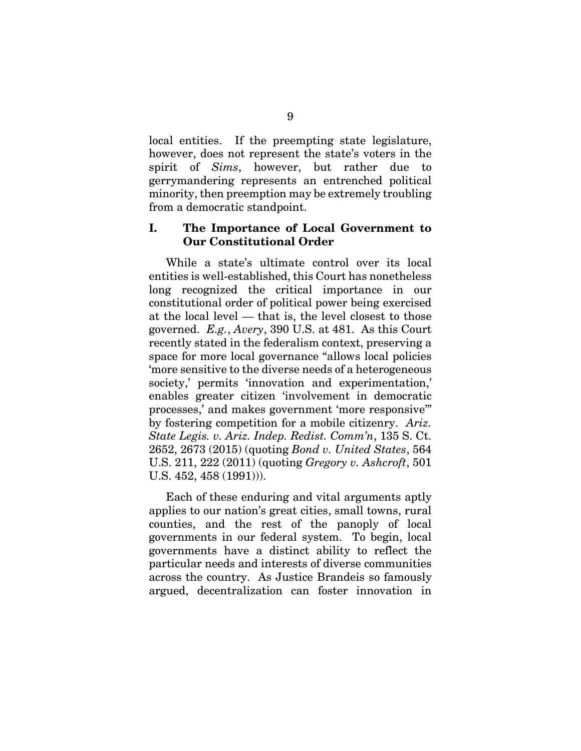local entities. If the preempting state legislature, however, does not represent the state's voters in the spirit of *Sims*, however, but rather due to gerrymandering represents an entrenched political minority, then preemption may be extremely troubling from a democratic standpoint.

## I. The Importance of Local Government to Our Constitutional Order

While a state's ultimate control over its local entities is well-established, this Court has nonetheless long recognized the critical importance in our constitutional order of political power being exercised at the local level — that is, the level closest to those governed. *E.g.*, *Avery*, 390 U.S. at 481. As this Court recently stated in the federalism context, preserving a space for more local governance "allows local policies 'more sensitive to the diverse needs of a heterogeneous society,' permits 'innovation and experimentation,' enables greater citizen 'involvement in democratic processes,' and makes government 'more responsive'" by fostering competition for a mobile citizenry. *Ariz. State Legis. v. Ariz. Indep. Redist. Comm'n*, 135 S. Ct. 2652, 2673 (2015) (quoting *Bond v. United States*, 564 U.S. 211, 222 (2011) (quoting *Gregory v. Ashcroft*, 501 U.S. 452, 458 (1991))).

Each of these enduring and vital arguments aptly applies to our nation's great cities, small towns, rural counties, and the rest of the panoply of local governments in our federal system. To begin, local governments have a distinct ability to reflect the particular needs and interests of diverse communities across the country. As Justice Brandeis so famously argued, decentralization can foster innovation in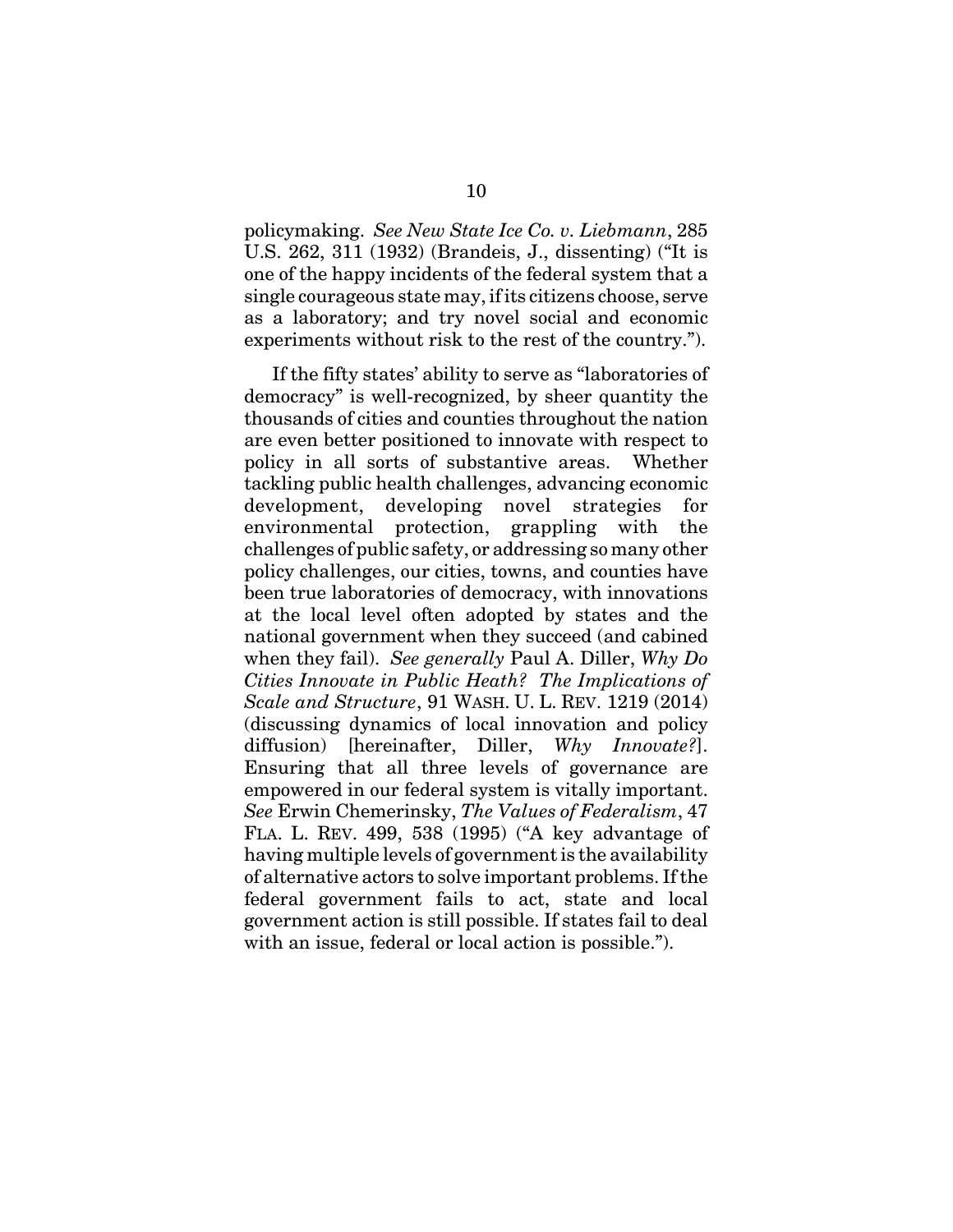policymaking. *See New State Ice Co. v. Liebmann*, 285 U.S. 262, 311 (1932) (Brandeis, J., dissenting) ("It is one of the happy incidents of the federal system that a single courageous state may, if its citizens choose, serve as a laboratory; and try novel social and economic experiments without risk to the rest of the country.").

If the fifty states' ability to serve as "laboratories of democracy" is well-recognized, by sheer quantity the thousands of cities and counties throughout the nation are even better positioned to innovate with respect to policy in all sorts of substantive areas. Whether tackling public health challenges, advancing economic development, developing novel strategies for environmental protection, grappling with the challenges of public safety, or addressing so many other policy challenges, our cities, towns, and counties have been true laboratories of democracy, with innovations at the local level often adopted by states and the national government when they succeed (and cabined when they fail). *See generally* Paul A. Diller, *Why Do Cities Innovate in Public Heath? The Implications of Scale and Structure*, 91 WASH. U. L. REV. 1219 (2014) (discussing dynamics of local innovation and policy diffusion) [hereinafter, Diller, *Why Innovate?*]. Ensuring that all three levels of governance are empowered in our federal system is vitally important. *See* Erwin Chemerinsky, *The Values of Federalism*, 47 FLA. L. REV. 499, 538 (1995) ("A key advantage of having multiple levels of government is the availability of alternative actors to solve important problems. If the federal government fails to act, state and local government action is still possible. If states fail to deal with an issue, federal or local action is possible.").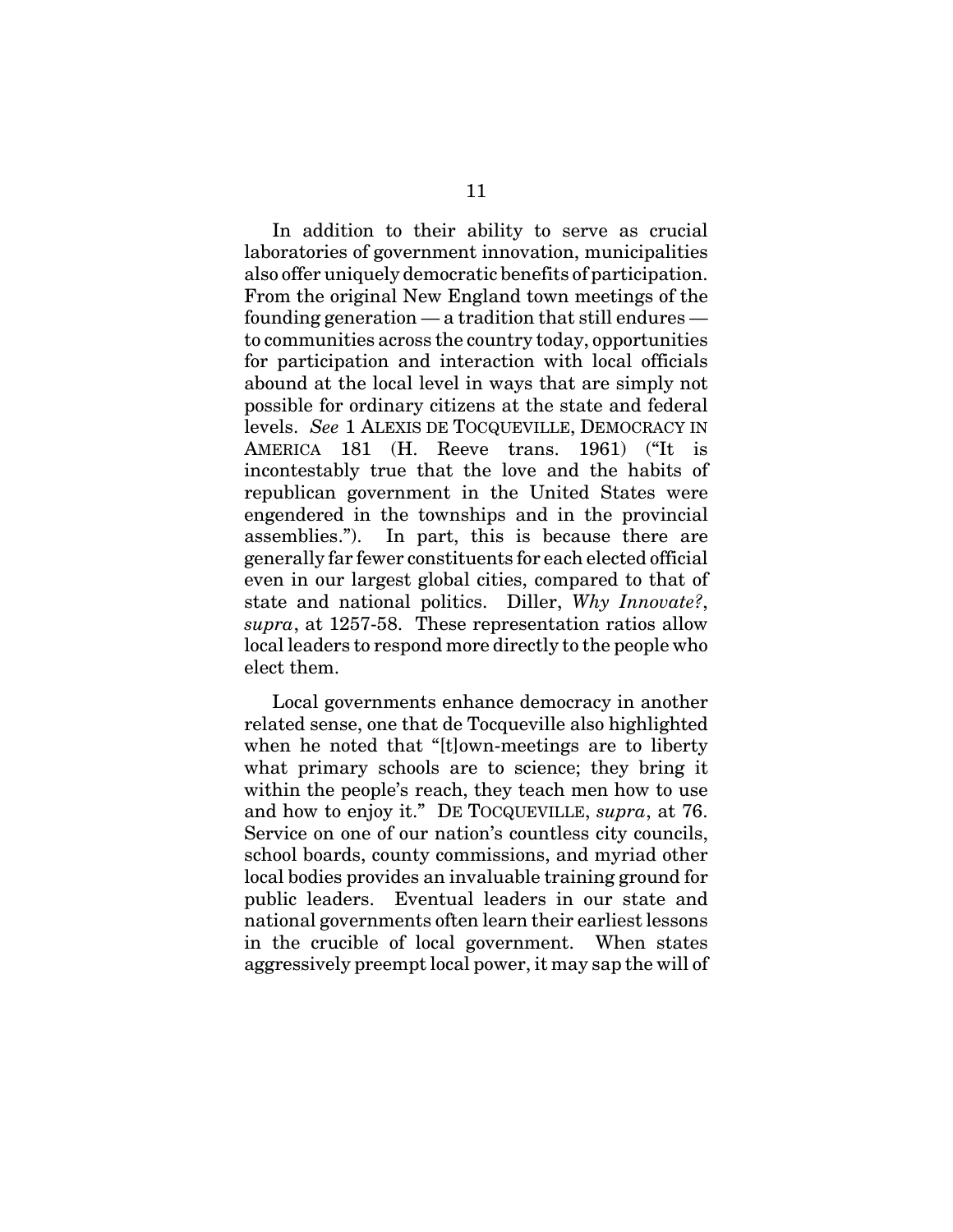In addition to their ability to serve as crucial laboratories of government innovation, municipalities also offer uniquely democratic benefits of participation. From the original New England town meetings of the founding generation — a tradition that still endures — to communities across the country today, opportunities for participation and interaction with local officials abound at the local level in ways that are simply not possible for ordinary citizens at the state and federal levels. *See* 1 ALEXIS DE TOCQUEVILLE, DEMOCRACY IN AMERICA 181 (H. Reeve trans. 1961) ("It is incontestably true that the love and the habits of republican government in the United States were engendered in the townships and in the provincial assemblies."). In part, this is because there are generally far fewer constituents for each elected official even in our largest global cities, compared to that of state and national politics. Diller, *Why Innovate?*, *supra*, at 1257-58. These representation ratios allow local leaders to respond more directly to the people who elect them.

Local governments enhance democracy in another related sense, one that de Tocqueville also highlighted when he noted that "[t]own-meetings are to liberty what primary schools are to science; they bring it within the people's reach, they teach men how to use and how to enjoy it." DE TOCQUEVILLE, *supra*, at 76. Service on one of our nation's countless city councils, school boards, county commissions, and myriad other local bodies provides an invaluable training ground for public leaders. Eventual leaders in our state and national governments often learn their earliest lessons in the crucible of local government. When states aggressively preempt local power, it may sap the will of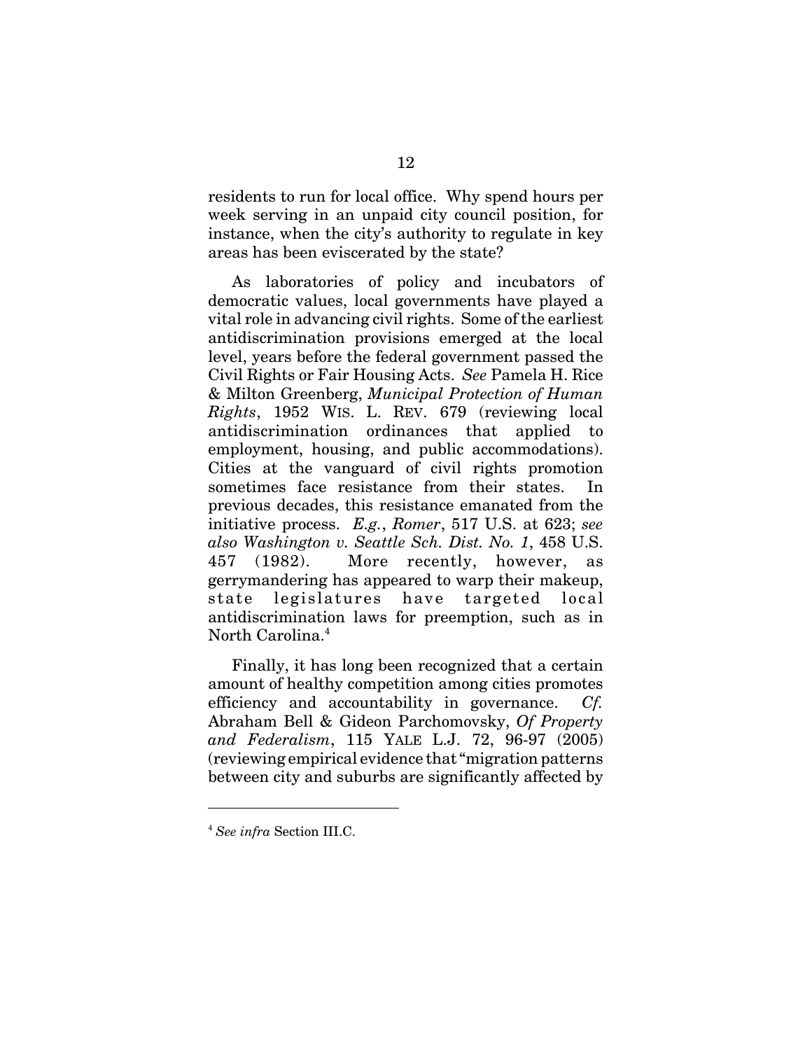residents to run for local office. Why spend hours per week serving in an unpaid city council position, for instance, when the city's authority to regulate in key areas has been eviscerated by the state?

As laboratories of policy and incubators of democratic values, local governments have played a vital role in advancing civil rights. Some of the earliest antidiscrimination provisions emerged at the local level, years before the federal government passed the Civil Rights or Fair Housing Acts. *See* Pamela H. Rice & Milton Greenberg, *Municipal Protection of Human Rights*, 1952 WIS. L. REV. 679 (reviewing local antidiscrimination ordinances that applied to employment, housing, and public accommodations). Cities at the vanguard of civil rights promotion sometimes face resistance from their states. In previous decades, this resistance emanated from the initiative process. *E.g.*, *Romer*, 517 U.S. at 623; *see also Washington v. Seattle Sch. Dist. No. 1*, 458 U.S. 457 (1982). More recently, however, as gerrymandering has appeared to warp their makeup, state legislatures have targeted local antidiscrimination laws for preemption, such as in North Carolina.[4]

Finally, it has long been recognized that a certain amount of healthy competition among cities promotes efficiency and accountability in governance. *Cf.* Abraham Bell & Gideon Parchomovsky, *Of Property and Federalism*, 115 YALE L.J. 72, 96-97 (2005) (reviewing empirical evidence that "migration patterns between city and suburbs are significantly affected by

---

[4] *See infra* Section III.C.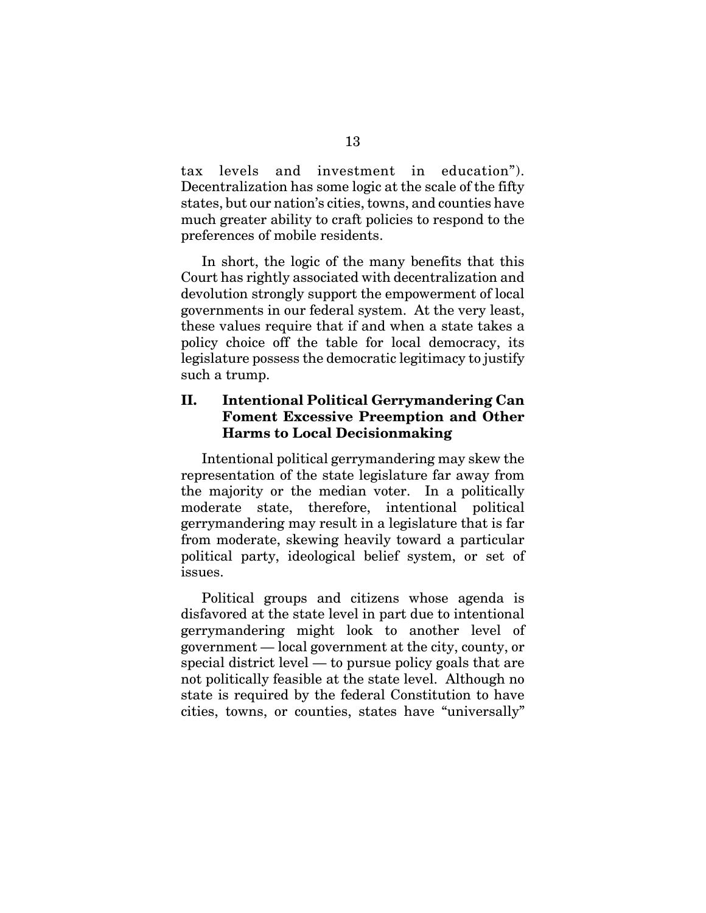tax levels and investment in education"). Decentralization has some logic at the scale of the fifty states, but our nation's cities, towns, and counties have much greater ability to craft policies to respond to the preferences of mobile residents.

In short, the logic of the many benefits that this Court has rightly associated with decentralization and devolution strongly support the empowerment of local governments in our federal system. At the very least, these values require that if and when a state takes a policy choice off the table for local democracy, its legislature possess the democratic legitimacy to justify such a trump.

## II. Intentional Political Gerrymandering Can Foment Excessive Preemption and Other Harms to Local Decisionmaking

Intentional political gerrymandering may skew the representation of the state legislature far away from the majority or the median voter. In a politically moderate state, therefore, intentional political gerrymandering may result in a legislature that is far from moderate, skewing heavily toward a particular political party, ideological belief system, or set of issues.

Political groups and citizens whose agenda is disfavored at the state level in part due to intentional gerrymandering might look to another level of government — local government at the city, county, or special district level — to pursue policy goals that are not politically feasible at the state level. Although no state is required by the federal Constitution to have cities, towns, or counties, states have "universally"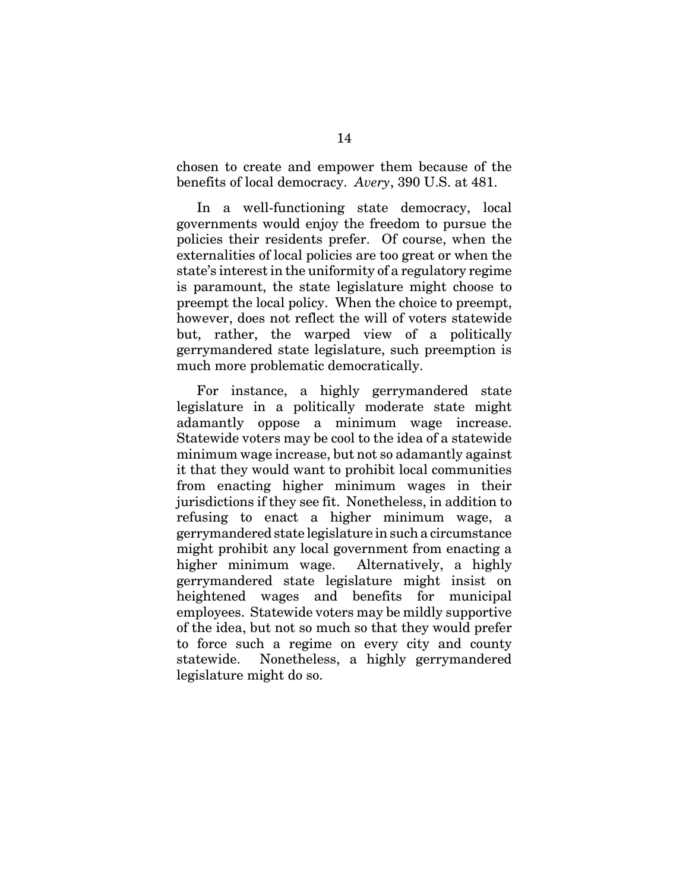chosen to create and empower them because of the benefits of local democracy. *Avery*, 390 U.S. at 481.

In a well-functioning state democracy, local governments would enjoy the freedom to pursue the policies their residents prefer. Of course, when the externalities of local policies are too great or when the state's interest in the uniformity of a regulatory regime is paramount, the state legislature might choose to preempt the local policy. When the choice to preempt, however, does not reflect the will of voters statewide but, rather, the warped view of a politically gerrymandered state legislature, such preemption is much more problematic democratically.

For instance, a highly gerrymandered state legislature in a politically moderate state might adamantly oppose a minimum wage increase. Statewide voters may be cool to the idea of a statewide minimum wage increase, but not so adamantly against it that they would want to prohibit local communities from enacting higher minimum wages in their jurisdictions if they see fit. Nonetheless, in addition to refusing to enact a higher minimum wage, a gerrymandered state legislature in such a circumstance might prohibit any local government from enacting a higher minimum wage. Alternatively, a highly gerrymandered state legislature might insist on heightened wages and benefits for municipal employees. Statewide voters may be mildly supportive of the idea, but not so much so that they would prefer to force such a regime on every city and county statewide. Nonetheless, a highly gerrymandered legislature might do so.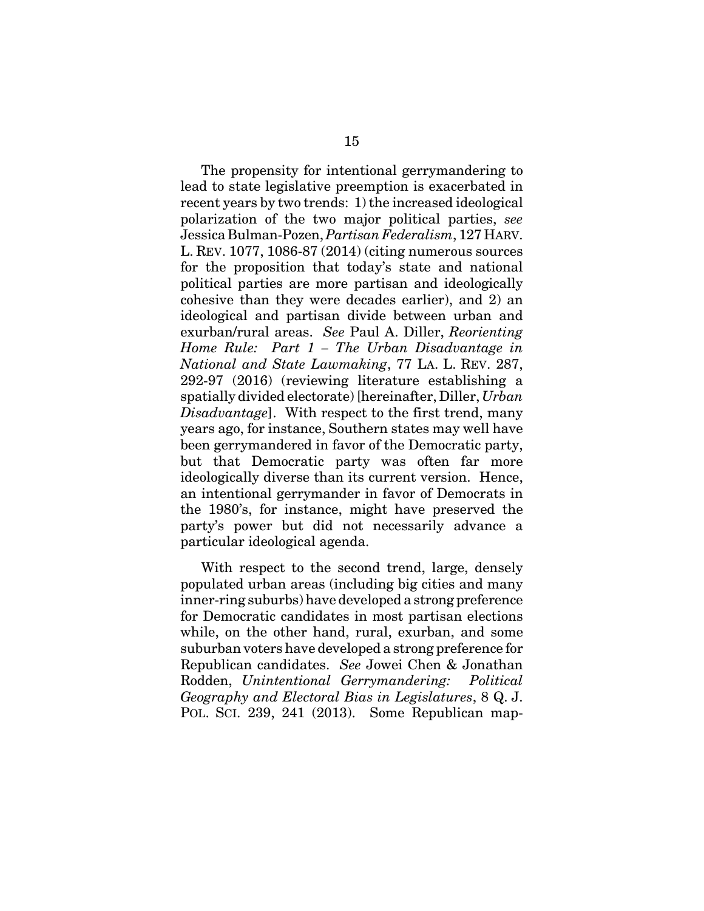The propensity for intentional gerrymandering to lead to state legislative preemption is exacerbated in recent years by two trends: 1) the increased ideological polarization of the two major political parties, *see* Jessica Bulman-Pozen, *Partisan Federalism*, 127 HARV. L. REV. 1077, 1086-87 (2014) (citing numerous sources for the proposition that today's state and national political parties are more partisan and ideologically cohesive than they were decades earlier), and 2) an ideological and partisan divide between urban and exurban/rural areas. *See* Paul A. Diller, *Reorienting Home Rule: Part 1 – The Urban Disadvantage in National and State Lawmaking*, 77 LA. L. REV. 287, 292-97 (2016) (reviewing literature establishing a spatially divided electorate) [hereinafter, Diller, *Urban Disadvantage*]. With respect to the first trend, many years ago, for instance, Southern states may well have been gerrymandered in favor of the Democratic party, but that Democratic party was often far more ideologically diverse than its current version. Hence, an intentional gerrymander in favor of Democrats in the 1980's, for instance, might have preserved the party's power but did not necessarily advance a particular ideological agenda.

With respect to the second trend, large, densely populated urban areas (including big cities and many inner-ring suburbs) have developed a strong preference for Democratic candidates in most partisan elections while, on the other hand, rural, exurban, and some suburban voters have developed a strong preference for Republican candidates. *See* Jowei Chen & Jonathan Rodden, *Unintentional Gerrymandering: Political Geography and Electoral Bias in Legislatures*, 8 Q. J. POL. SCI. 239, 241 (2013). Some Republican map-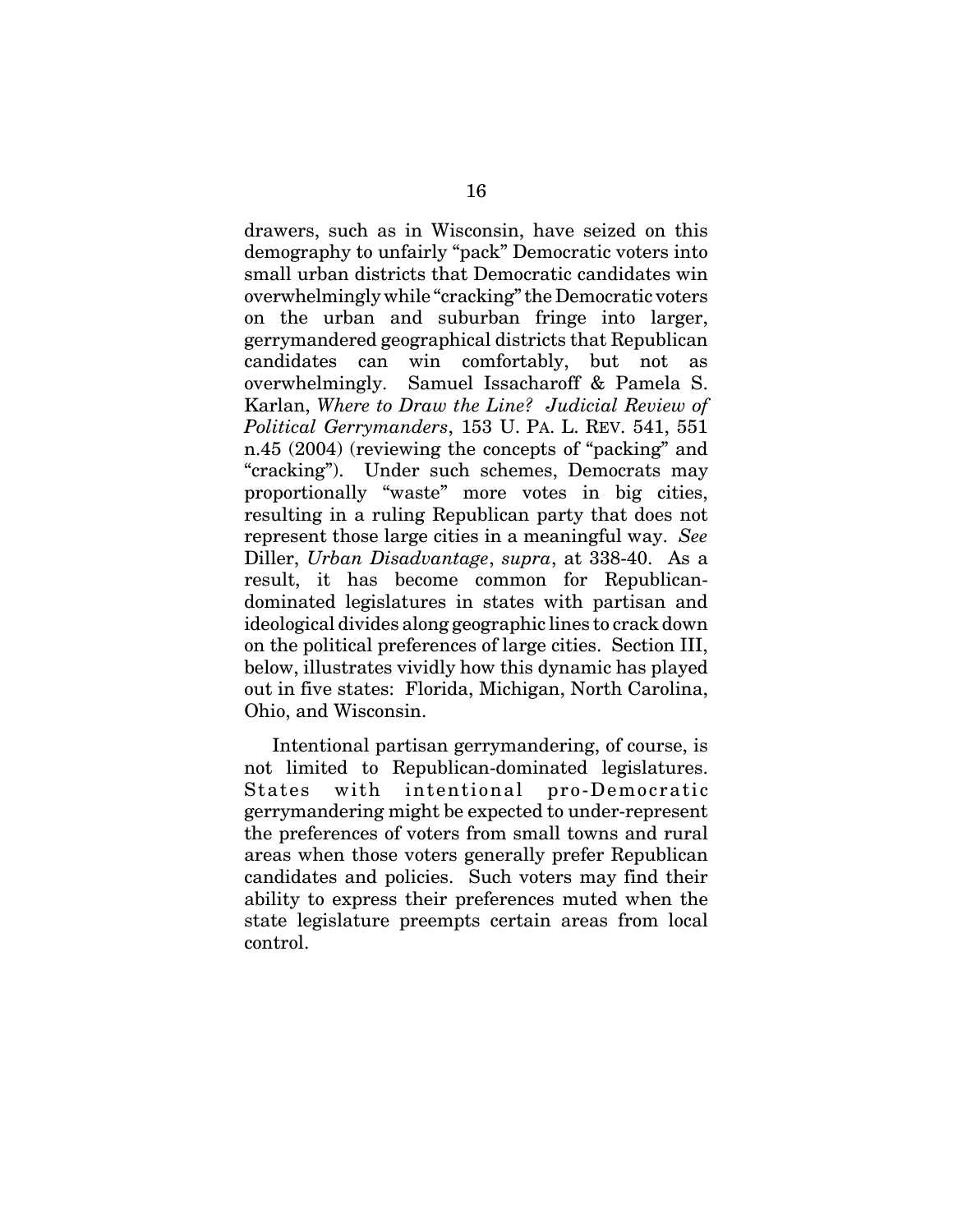drawers, such as in Wisconsin, have seized on this demography to unfairly "pack" Democratic voters into small urban districts that Democratic candidates win overwhelmingly while "cracking" the Democratic voters on the urban and suburban fringe into larger, gerrymandered geographical districts that Republican candidates can win comfortably, but not as overwhelmingly. Samuel Issacharoff & Pamela S. Karlan, *Where to Draw the Line? Judicial Review of Political Gerrymanders*, 153 U. PA. L. REV. 541, 551 n.45 (2004) (reviewing the concepts of "packing" and "cracking"). Under such schemes, Democrats may proportionally "waste" more votes in big cities, resulting in a ruling Republican party that does not represent those large cities in a meaningful way. *See* Diller, *Urban Disadvantage*, *supra*, at 338-40. As a result, it has become common for Republican-dominated legislatures in states with partisan and ideological divides along geographic lines to crack down on the political preferences of large cities. Section III, below, illustrates vividly how this dynamic has played out in five states: Florida, Michigan, North Carolina, Ohio, and Wisconsin.

Intentional partisan gerrymandering, of course, is not limited to Republican-dominated legislatures. States with intentional pro-Democratic gerrymandering might be expected to under-represent the preferences of voters from small towns and rural areas when those voters generally prefer Republican candidates and policies. Such voters may find their ability to express their preferences muted when the state legislature preempts certain areas from local control.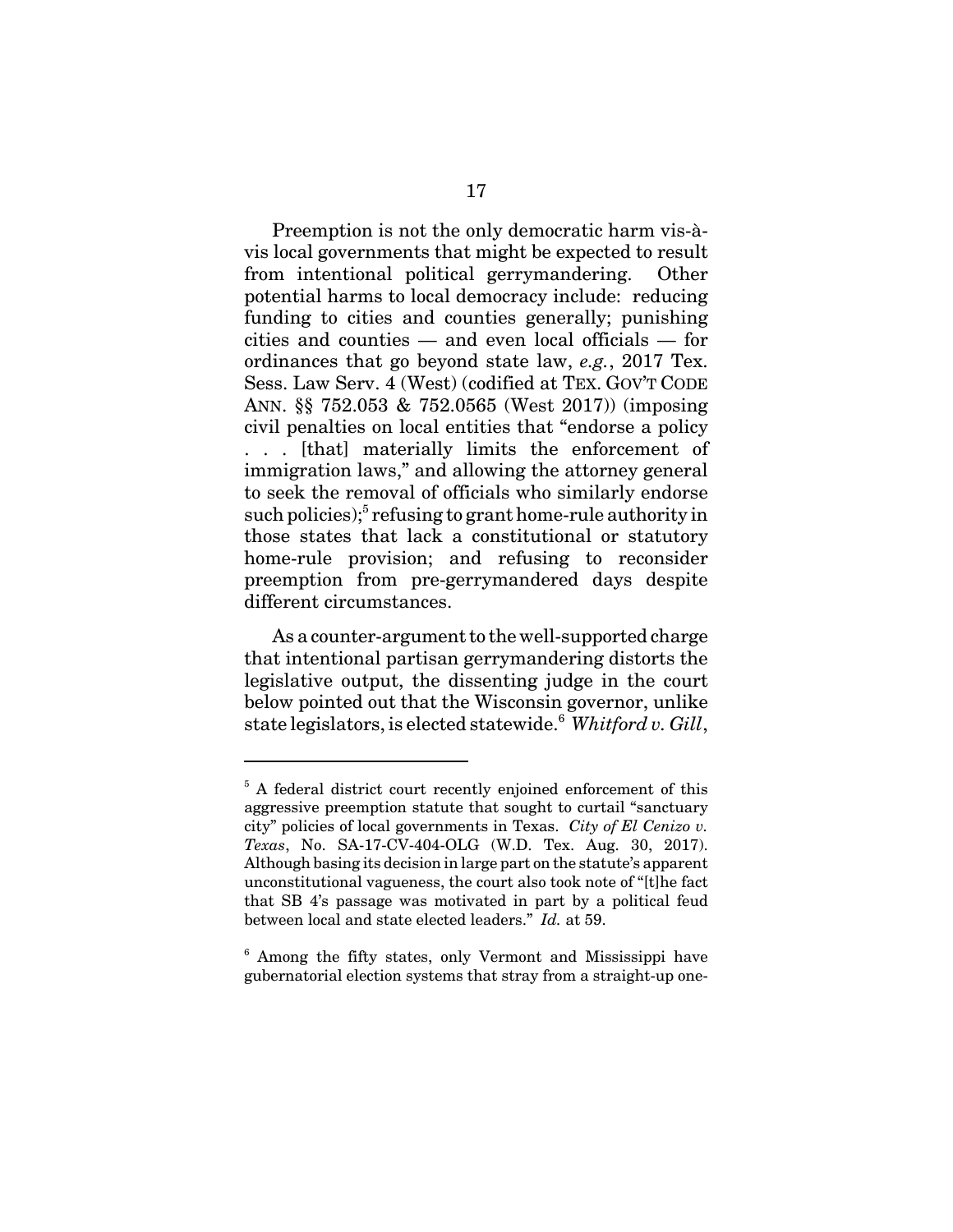Preemption is not the only democratic harm vis-à-vis local governments that might be expected to result from intentional political gerrymandering. Other potential harms to local democracy include: reducing funding to cities and counties generally; punishing cities and counties — and even local officials — for ordinances that go beyond state law, *e.g.*, 2017 Tex. Sess. Law Serv. 4 (West) (codified at TEX. GOV'T CODE ANN. §§ 752.053 & 752.0565 (West 2017)) (imposing civil penalties on local entities that "endorse a policy . . . [that] materially limits the enforcement of immigration laws," and allowing the attorney general to seek the removal of officials who similarly endorse such policies);[5] refusing to grant home-rule authority in those states that lack a constitutional or statutory home-rule provision; and refusing to reconsider preemption from pre-gerrymandered days despite different circumstances.

As a counter-argument to the well-supported charge that intentional partisan gerrymandering distorts the legislative output, the dissenting judge in the court below pointed out that the Wisconsin governor, unlike state legislators, is elected statewide.[6] *Whitford v. Gill*,

---

[5] A federal district court recently enjoined enforcement of this aggressive preemption statute that sought to curtail "sanctuary city" policies of local governments in Texas. *City of El Cenizo v. Texas*, No. SA-17-CV-404-OLG (W.D. Tex. Aug. 30, 2017). Although basing its decision in large part on the statute's apparent unconstitutional vagueness, the court also took note of "[t]he fact that SB 4's passage was motivated in part by a political feud between local and state elected leaders." *Id.* at 59.

[6] Among the fifty states, only Vermont and Mississippi have gubernatorial election systems that stray from a straight-up one-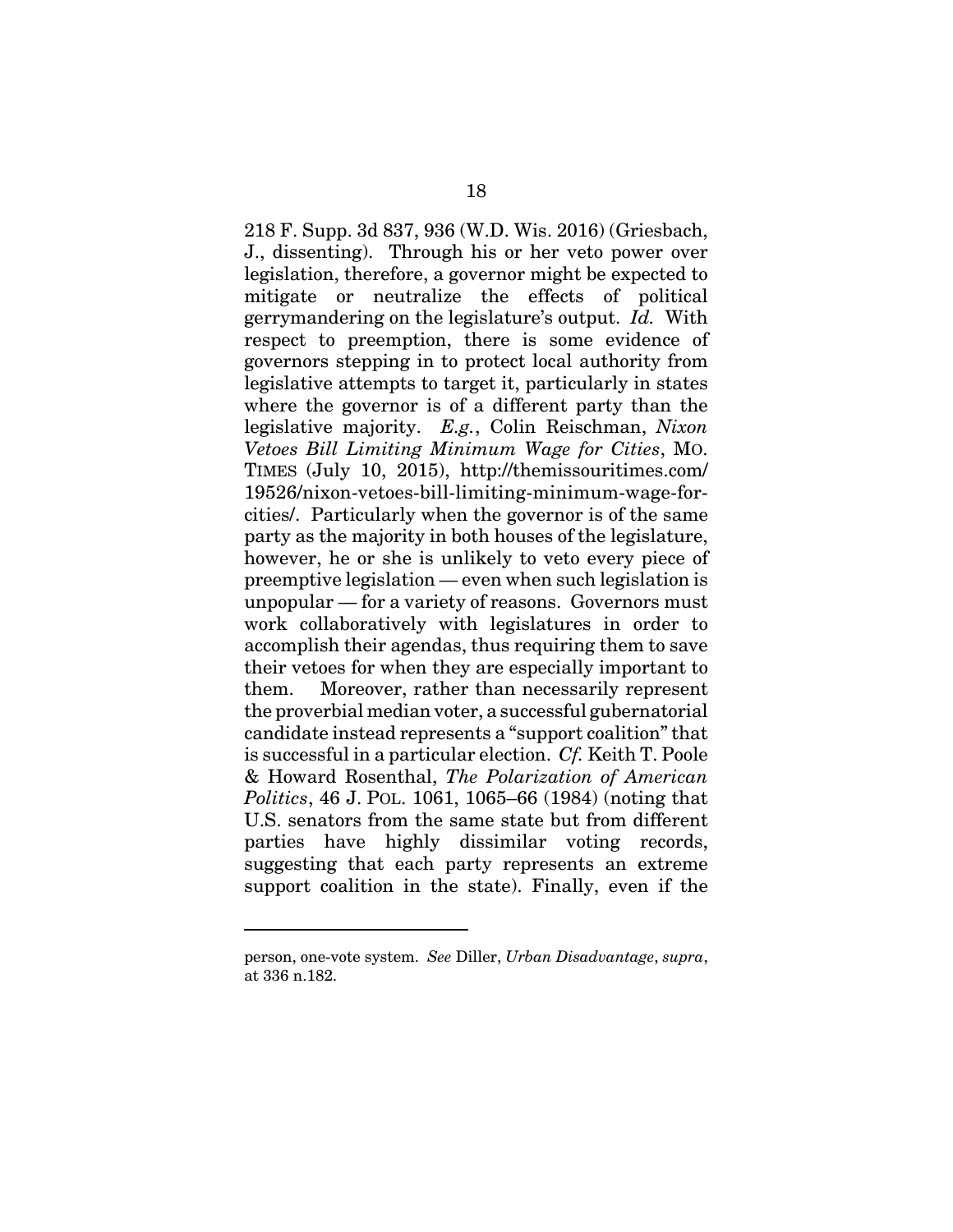218 F. Supp. 3d 837, 936 (W.D. Wis. 2016) (Griesbach, J., dissenting). Through his or her veto power over legislation, therefore, a governor might be expected to mitigate or neutralize the effects of political gerrymandering on the legislature's output. *Id.* With respect to preemption, there is some evidence of governors stepping in to protect local authority from legislative attempts to target it, particularly in states where the governor is of a different party than the legislative majority. *E.g.*, Colin Reischman, *Nixon Vetoes Bill Limiting Minimum Wage for Cities*, MO. TIMES (July 10, 2015), http://themissouritimes.com/19526/nixon-vetoes-bill-limiting-minimum-wage-for-cities/. Particularly when the governor is of the same party as the majority in both houses of the legislature, however, he or she is unlikely to veto every piece of preemptive legislation — even when such legislation is unpopular — for a variety of reasons. Governors must work collaboratively with legislatures in order to accomplish their agendas, thus requiring them to save their vetoes for when they are especially important to them. Moreover, rather than necessarily represent the proverbial median voter, a successful gubernatorial candidate instead represents a "support coalition" that is successful in a particular election. *Cf.* Keith T. Poole & Howard Rosenthal, *The Polarization of American Politics*, 46 J. POL. 1061, 1065–66 (1984) (noting that U.S. senators from the same state but from different parties have highly dissimilar voting records, suggesting that each party represents an extreme support coalition in the state). Finally, even if the

---

person, one-vote system. *See* Diller, *Urban Disadvantage*, *supra*, at 336 n.182.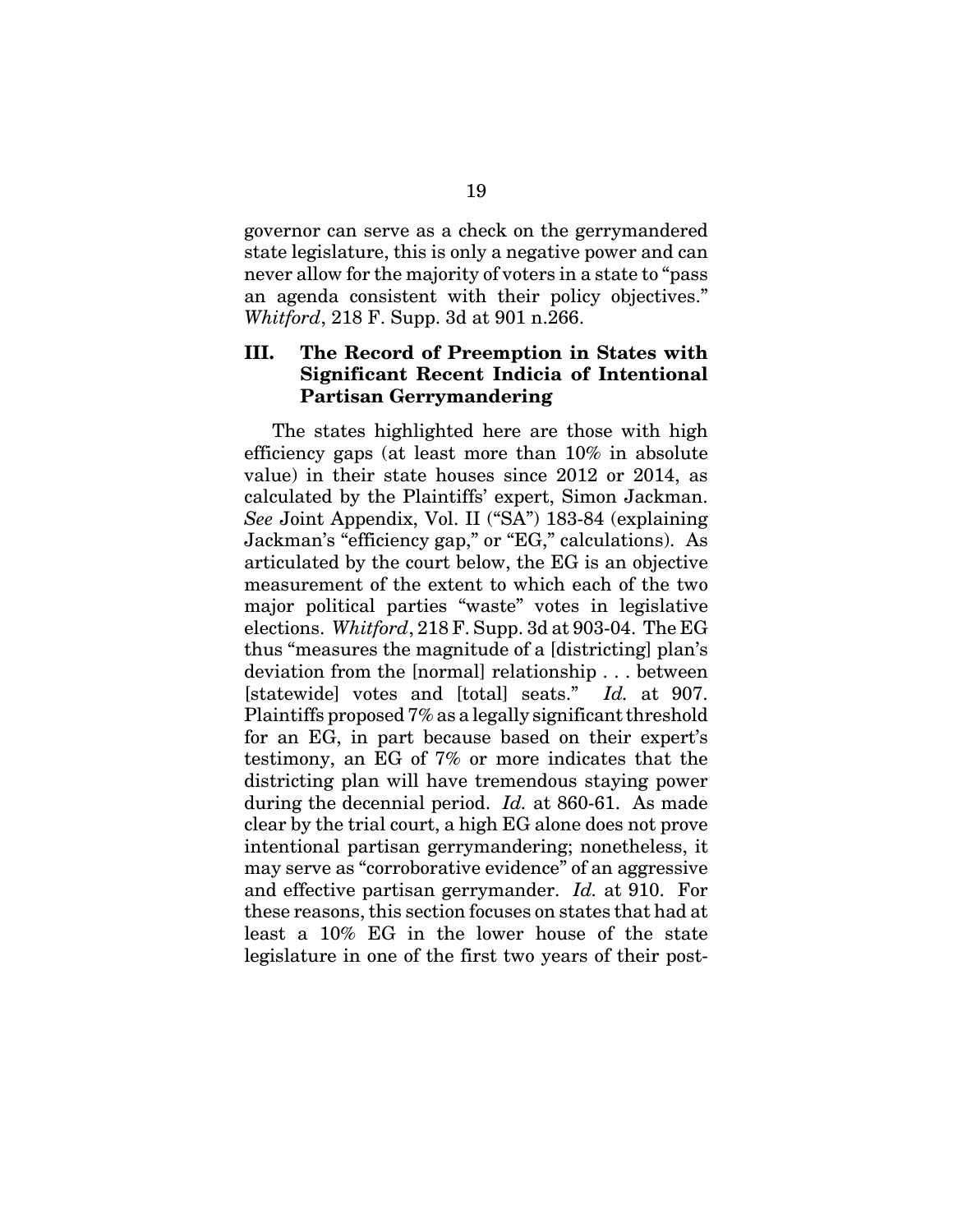governor can serve as a check on the gerrymandered state legislature, this is only a negative power and can never allow for the majority of voters in a state to "pass an agenda consistent with their policy objectives." *Whitford*, 218 F. Supp. 3d at 901 n.266.

### III. The Record of Preemption in States with Significant Recent Indicia of Intentional Partisan Gerrymandering

The states highlighted here are those with high efficiency gaps (at least more than 10% in absolute value) in their state houses since 2012 or 2014, as calculated by the Plaintiffs' expert, Simon Jackman. *See* Joint Appendix, Vol. II ("SA") 183-84 (explaining Jackman's "efficiency gap," or "EG," calculations). As articulated by the court below, the EG is an objective measurement of the extent to which each of the two major political parties "waste" votes in legislative elections. *Whitford*, 218 F. Supp. 3d at 903-04. The EG thus "measures the magnitude of a [districting] plan's deviation from the [normal] relationship . . . between [statewide] votes and [total] seats." *Id.* at 907. Plaintiffs proposed 7% as a legally significant threshold for an EG, in part because based on their expert's testimony, an EG of 7% or more indicates that the districting plan will have tremendous staying power during the decennial period. *Id.* at 860-61. As made clear by the trial court, a high EG alone does not prove intentional partisan gerrymandering; nonetheless, it may serve as "corroborative evidence" of an aggressive and effective partisan gerrymander. *Id.* at 910. For these reasons, this section focuses on states that had at least a 10% EG in the lower house of the state legislature in one of the first two years of their post-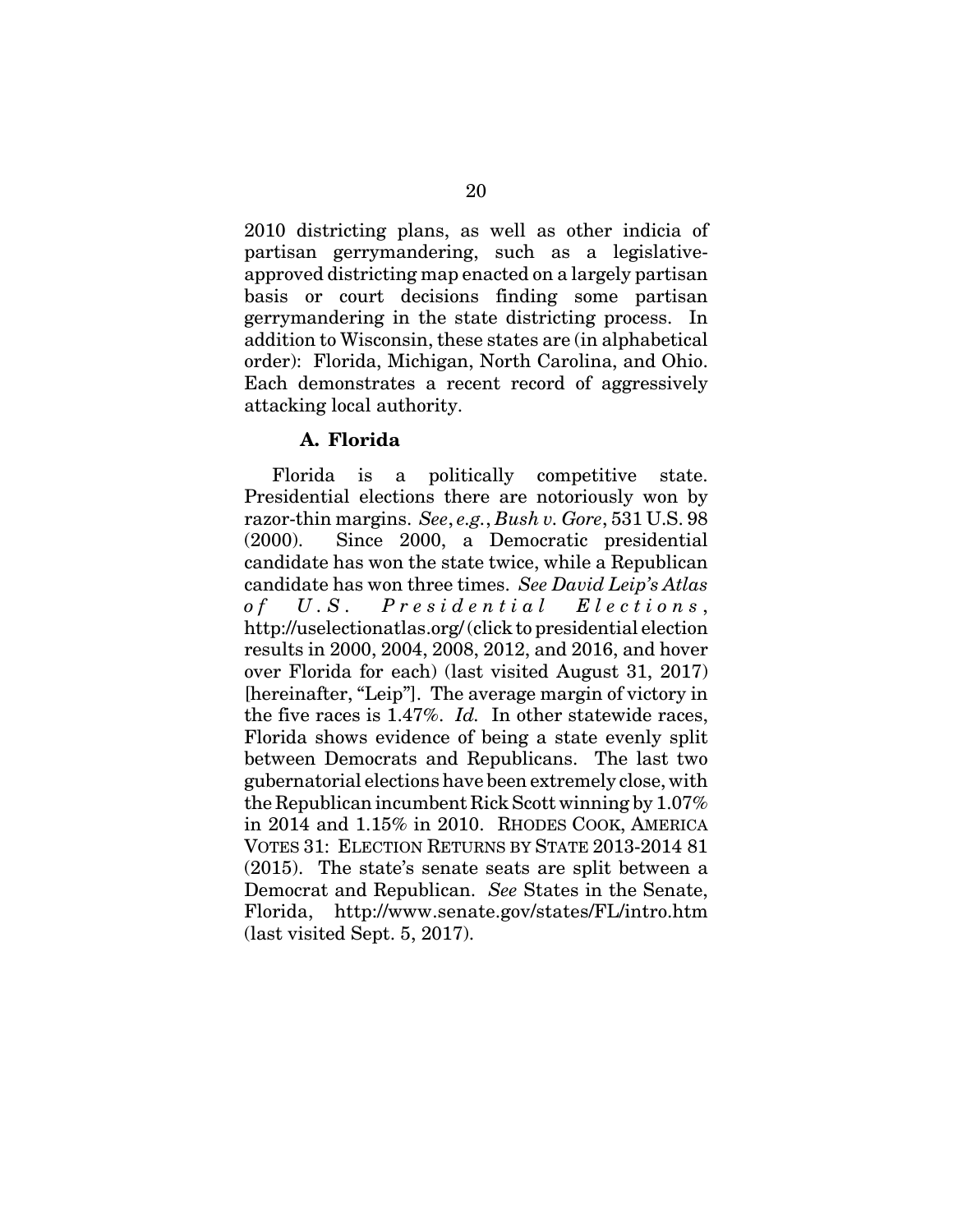2010 districting plans, as well as other indicia of partisan gerrymandering, such as a legislative-approved districting map enacted on a largely partisan basis or court decisions finding some partisan gerrymandering in the state districting process. In addition to Wisconsin, these states are (in alphabetical order): Florida, Michigan, North Carolina, and Ohio. Each demonstrates a recent record of aggressively attacking local authority.

### A. Florida

Florida is a politically competitive state. Presidential elections there are notoriously won by razor-thin margins. *See*, *e.g.*, *Bush v. Gore*, 531 U.S. 98 (2000). Since 2000, a Democratic presidential candidate has won the state twice, while a Republican candidate has won three times. *See David Leip's Atlas of U.S. Presidential Elections*, http://uselectionatlas.org/ (click to presidential election results in 2000, 2004, 2008, 2012, and 2016, and hover over Florida for each) (last visited August 31, 2017) [hereinafter, "Leip"]. The average margin of victory in the five races is 1.47%. *Id.* In other statewide races, Florida shows evidence of being a state evenly split between Democrats and Republicans. The last two gubernatorial elections have been extremely close, with the Republican incumbent Rick Scott winning by 1.07% in 2014 and 1.15% in 2010. RHODES COOK, AMERICA VOTES 31: ELECTION RETURNS BY STATE 2013-2014 81 (2015). The state's senate seats are split between a Democrat and Republican. *See* States in the Senate, Florida, http://www.senate.gov/states/FL/intro.htm (last visited Sept. 5, 2017).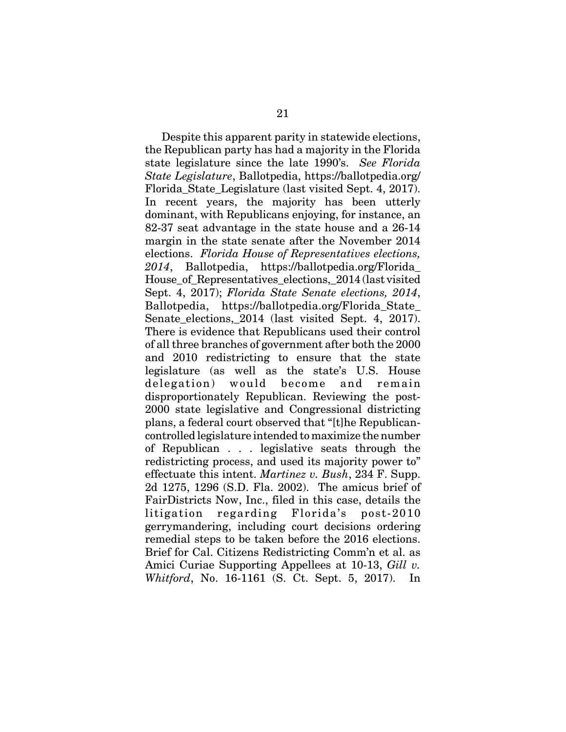Despite this apparent parity in statewide elections, the Republican party has had a majority in the Florida state legislature since the late 1990's. *See Florida State Legislature*, Ballotpedia, https://ballotpedia.org/Florida_State_Legislature (last visited Sept. 4, 2017). In recent years, the majority has been utterly dominant, with Republicans enjoying, for instance, an 82-37 seat advantage in the state house and a 26-14 margin in the state senate after the November 2014 elections. *Florida House of Representatives elections, 2014*, Ballotpedia, https://ballotpedia.org/Florida_House_of_Representatives_elections,_2014 (last visited Sept. 4, 2017); *Florida State Senate elections, 2014*, Ballotpedia, https://ballotpedia.org/Florida_State_Senate_elections,_2014 (last visited Sept. 4, 2017). There is evidence that Republicans used their control of all three branches of government after both the 2000 and 2010 redistricting to ensure that the state legislature (as well as the state's U.S. House delegation) would become and remain disproportionately Republican. Reviewing the post-2000 state legislative and Congressional districting plans, a federal court observed that "[t]he Republican-controlled legislature intended to maximize the number of Republican . . . legislative seats through the redistricting process, and used its majority power to" effectuate this intent. *Martinez v. Bush*, 234 F. Supp. 2d 1275, 1296 (S.D. Fla. 2002). The amicus brief of FairDistricts Now, Inc., filed in this case, details the litigation regarding Florida's post-2010 gerrymandering, including court decisions ordering remedial steps to be taken before the 2016 elections. Brief for Cal. Citizens Redistricting Comm'n et al. as Amici Curiae Supporting Appellees at 10-13, *Gill v. Whitford*, No. 16-1161 (S. Ct. Sept. 5, 2017). In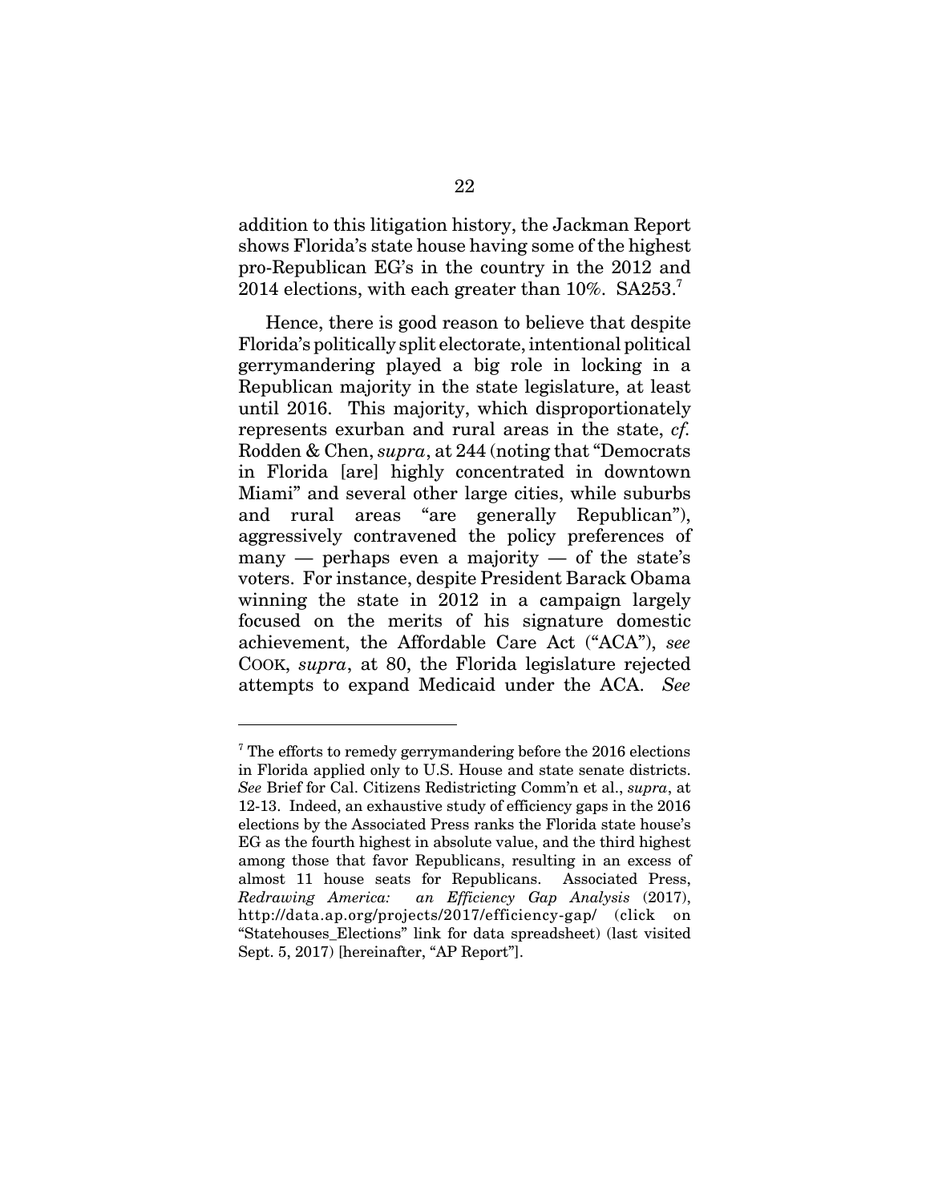addition to this litigation history, the Jackman Report shows Florida's state house having some of the highest pro-Republican EG's in the country in the 2012 and 2014 elections, with each greater than 10%. SA253.[7]

Hence, there is good reason to believe that despite Florida's politically split electorate, intentional political gerrymandering played a big role in locking in a Republican majority in the state legislature, at least until 2016. This majority, which disproportionately represents exurban and rural areas in the state, *cf.* Rodden & Chen, *supra*, at 244 (noting that "Democrats in Florida [are] highly concentrated in downtown Miami" and several other large cities, while suburbs and rural areas "are generally Republican"), aggressively contravened the policy preferences of many — perhaps even a majority — of the state's voters. For instance, despite President Barack Obama winning the state in 2012 in a campaign largely focused on the merits of his signature domestic achievement, the Affordable Care Act ("ACA"), *see* COOK, *supra*, at 80, the Florida legislature rejected attempts to expand Medicaid under the ACA. *See*

---

[7] The efforts to remedy gerrymandering before the 2016 elections in Florida applied only to U.S. House and state senate districts. *See* Brief for Cal. Citizens Redistricting Comm'n et al., *supra*, at 12-13. Indeed, an exhaustive study of efficiency gaps in the 2016 elections by the Associated Press ranks the Florida state house's EG as the fourth highest in absolute value, and the third highest among those that favor Republicans, resulting in an excess of almost 11 house seats for Republicans. Associated Press, *Redrawing America: an Efficiency Gap Analysis* (2017), http://data.ap.org/projects/2017/efficiency-gap/ (click on "Statehouses_Elections" link for data spreadsheet) (last visited Sept. 5, 2017) [hereinafter, "AP Report"].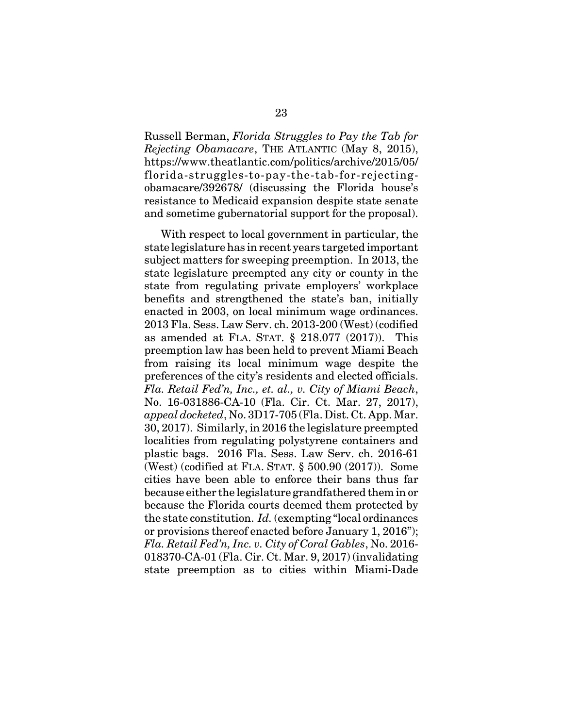Russell Berman, *Florida Struggles to Pay the Tab for Rejecting Obamacare*, THE ATLANTIC (May 8, 2015), https://www.theatlantic.com/politics/archive/2015/05/florida-struggles-to-pay-the-tab-for-rejecting-obamacare/392678/ (discussing the Florida house's resistance to Medicaid expansion despite state senate and sometime gubernatorial support for the proposal).

With respect to local government in particular, the state legislature has in recent years targeted important subject matters for sweeping preemption. In 2013, the state legislature preempted any city or county in the state from regulating private employers' workplace benefits and strengthened the state's ban, initially enacted in 2003, on local minimum wage ordinances. 2013 Fla. Sess. Law Serv. ch. 2013-200 (West) (codified as amended at FLA. STAT. § 218.077 (2017)). This preemption law has been held to prevent Miami Beach from raising its local minimum wage despite the preferences of the city's residents and elected officials. *Fla. Retail Fed'n, Inc., et. al., v. City of Miami Beach*, No. 16-031886-CA-10 (Fla. Cir. Ct. Mar. 27, 2017), *appeal docketed*, No. 3D17-705 (Fla. Dist. Ct. App. Mar. 30, 2017). Similarly, in 2016 the legislature preempted localities from regulating polystyrene containers and plastic bags. 2016 Fla. Sess. Law Serv. ch. 2016-61 (West) (codified at FLA. STAT. § 500.90 (2017)). Some cities have been able to enforce their bans thus far because either the legislature grandfathered them in or because the Florida courts deemed them protected by the state constitution. *Id.* (exempting "local ordinances or provisions thereof enacted before January 1, 2016"); *Fla. Retail Fed'n, Inc. v. City of Coral Gables*, No. 2016-018370-CA-01 (Fla. Cir. Ct. Mar. 9, 2017) (invalidating state preemption as to cities within Miami-Dade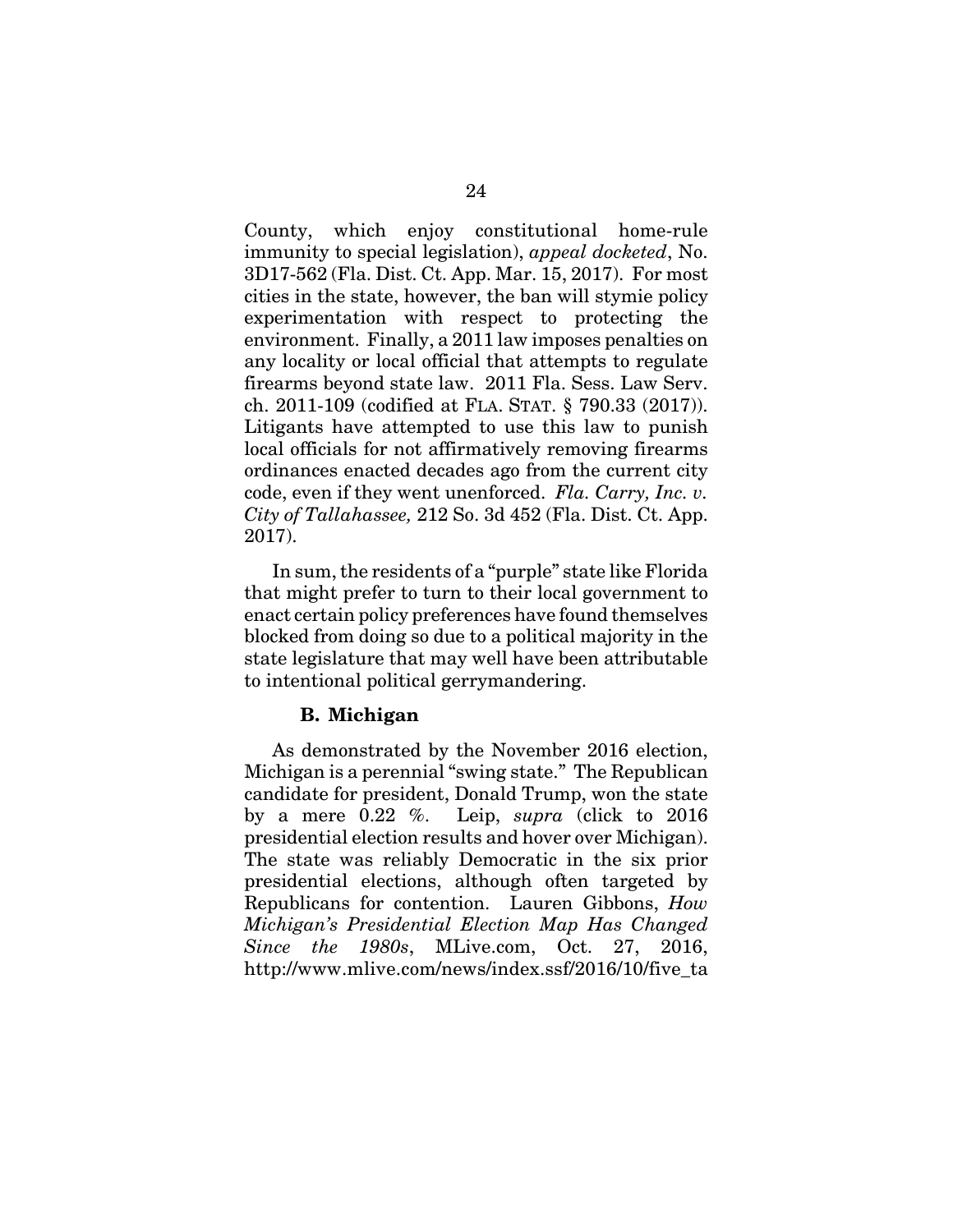County, which enjoy constitutional home-rule immunity to special legislation), *appeal docketed*, No. 3D17-562 (Fla. Dist. Ct. App. Mar. 15, 2017). For most cities in the state, however, the ban will stymie policy experimentation with respect to protecting the environment. Finally, a 2011 law imposes penalties on any locality or local official that attempts to regulate firearms beyond state law. 2011 Fla. Sess. Law Serv. ch. 2011-109 (codified at FLA. STAT. § 790.33 (2017)). Litigants have attempted to use this law to punish local officials for not affirmatively removing firearms ordinances enacted decades ago from the current city code, even if they went unenforced. *Fla. Carry, Inc. v. City of Tallahassee,* 212 So. 3d 452 (Fla. Dist. Ct. App. 2017).

In sum, the residents of a "purple" state like Florida that might prefer to turn to their local government to enact certain policy preferences have found themselves blocked from doing so due to a political majority in the state legislature that may well have been attributable to intentional political gerrymandering.

### B. Michigan

As demonstrated by the November 2016 election, Michigan is a perennial "swing state." The Republican candidate for president, Donald Trump, won the state by a mere 0.22 %. Leip, *supra* (click to 2016 presidential election results and hover over Michigan). The state was reliably Democratic in the six prior presidential elections, although often targeted by Republicans for contention. Lauren Gibbons, *How Michigan's Presidential Election Map Has Changed Since the 1980s*, MLive.com, Oct. 27, 2016, http://www.mlive.com/news/index.ssf/2016/10/five_ta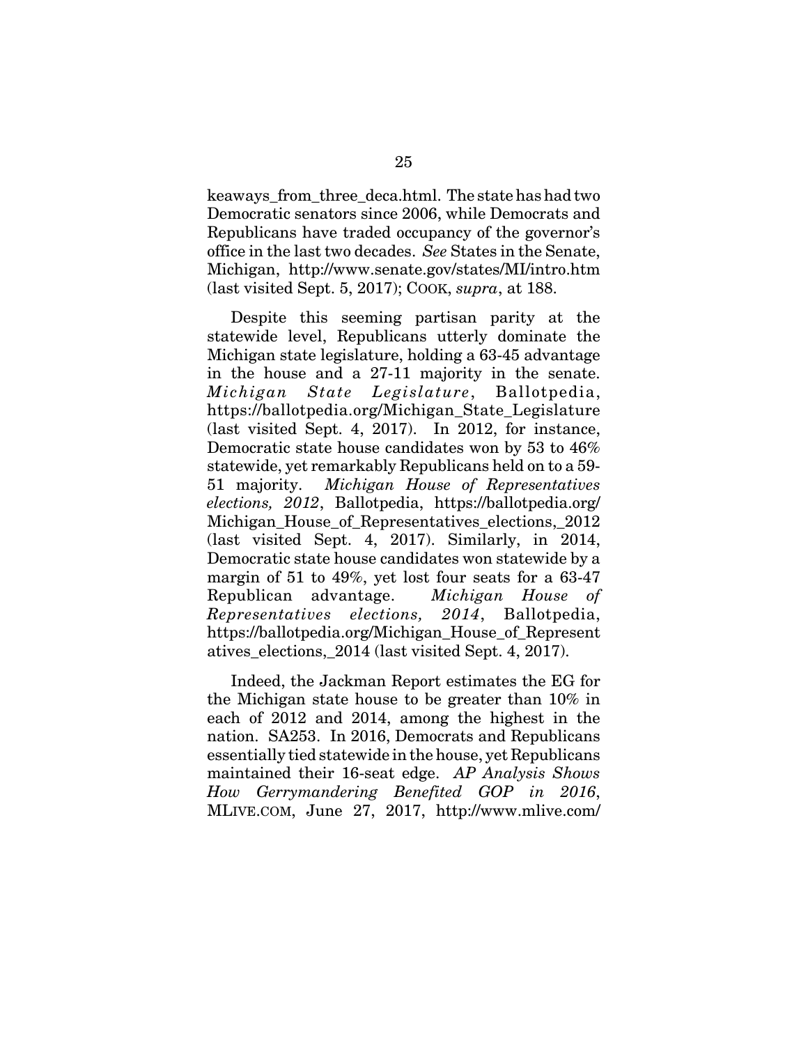keaways_from_three_deca.html. The state has had two Democratic senators since 2006, while Democrats and Republicans have traded occupancy of the governor's office in the last two decades. *See* States in the Senate, Michigan, http://www.senate.gov/states/MI/intro.htm (last visited Sept. 5, 2017); COOK, *supra*, at 188.

Despite this seeming partisan parity at the statewide level, Republicans utterly dominate the Michigan state legislature, holding a 63-45 advantage in the house and a 27-11 majority in the senate. *Michigan State Legislature*, Ballotpedia, https://ballotpedia.org/Michigan_State_Legislature (last visited Sept. 4, 2017). In 2012, for instance, Democratic state house candidates won by 53 to 46% statewide, yet remarkably Republicans held on to a 59-51 majority. *Michigan House of Representatives elections, 2012*, Ballotpedia, https://ballotpedia.org/Michigan_House_of_Representatives_elections,_2012 (last visited Sept. 4, 2017). Similarly, in 2014, Democratic state house candidates won statewide by a margin of 51 to 49%, yet lost four seats for a 63-47 Republican advantage. *Michigan House of Representatives elections, 2014*, Ballotpedia, https://ballotpedia.org/Michigan_House_of_Representatives_elections,_2014 (last visited Sept. 4, 2017).

Indeed, the Jackman Report estimates the EG for the Michigan state house to be greater than 10% in each of 2012 and 2014, among the highest in the nation. SA253. In 2016, Democrats and Republicans essentially tied statewide in the house, yet Republicans maintained their 16-seat edge. *AP Analysis Shows How Gerrymandering Benefited GOP in 2016*, MLIVE.COM, June 27, 2017, http://www.mlive.com/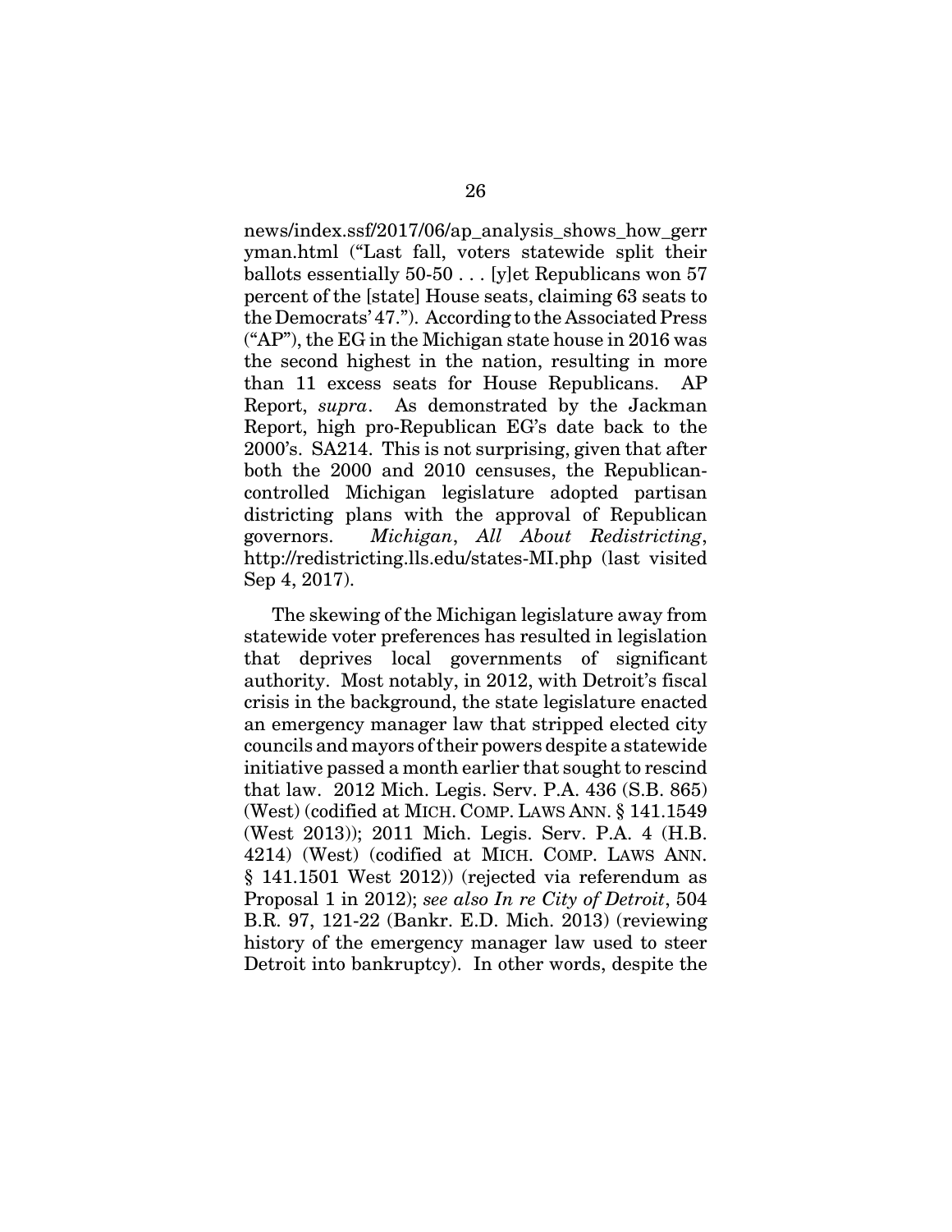news/index.ssf/2017/06/ap_analysis_shows_how_gerrymandering.html ("Last fall, voters statewide split their ballots essentially 50-50 . . . [y]et Republicans won 57 percent of the [state] House seats, claiming 63 seats to the Democrats' 47."). According to the Associated Press ("AP"), the EG in the Michigan state house in 2016 was the second highest in the nation, resulting in more than 11 excess seats for House Republicans. AP Report, *supra*. As demonstrated by the Jackman Report, high pro-Republican EG's date back to the 2000's. SA214. This is not surprising, given that after both the 2000 and 2010 censuses, the Republican-controlled Michigan legislature adopted partisan districting plans with the approval of Republican governors. *Michigan*, *All About Redistricting*, http://redistricting.lls.edu/states-MI.php (last visited Sep 4, 2017).

The skewing of the Michigan legislature away from statewide voter preferences has resulted in legislation that deprives local governments of significant authority. Most notably, in 2012, with Detroit's fiscal crisis in the background, the state legislature enacted an emergency manager law that stripped elected city councils and mayors of their powers despite a statewide initiative passed a month earlier that sought to rescind that law. 2012 Mich. Legis. Serv. P.A. 436 (S.B. 865) (West) (codified at MICH. COMP. LAWS ANN. § 141.1549 (West 2013)); 2011 Mich. Legis. Serv. P.A. 4 (H.B. 4214) (West) (codified at MICH. COMP. LAWS ANN. § 141.1501 West 2012)) (rejected via referendum as Proposal 1 in 2012); *see also In re City of Detroit*, 504 B.R. 97, 121-22 (Bankr. E.D. Mich. 2013) (reviewing history of the emergency manager law used to steer Detroit into bankruptcy). In other words, despite the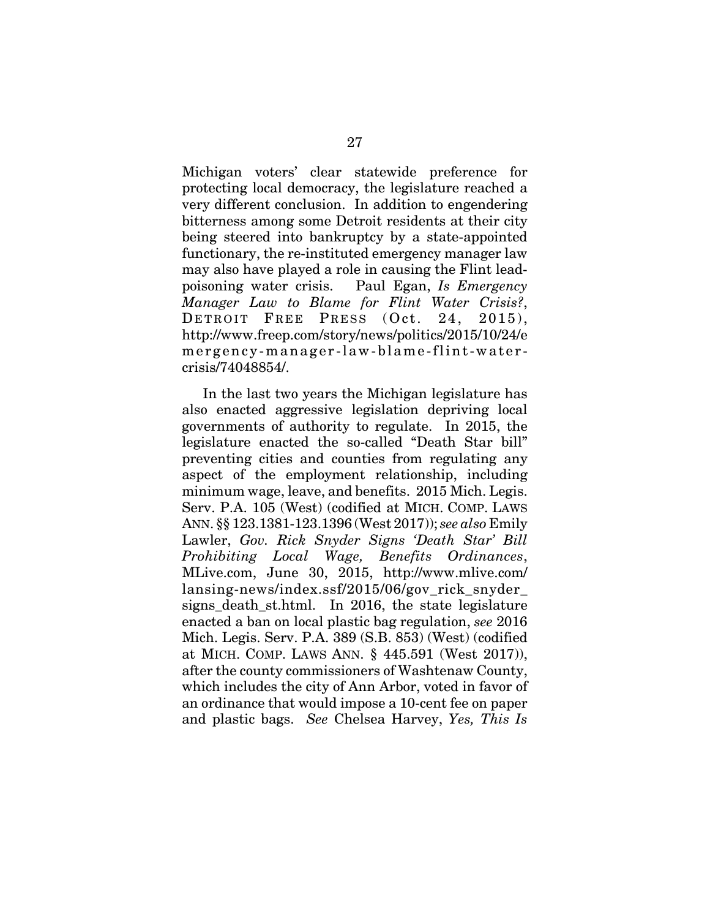Michigan voters' clear statewide preference for protecting local democracy, the legislature reached a very different conclusion. In addition to engendering bitterness among some Detroit residents at their city being steered into bankruptcy by a state-appointed functionary, the re-instituted emergency manager law may also have played a role in causing the Flint lead-poisoning water crisis. Paul Egan, *Is Emergency Manager Law to Blame for Flint Water Crisis?*, DETROIT FREE PRESS (Oct. 24, 2015), http://www.freep.com/story/news/politics/2015/10/24/emergency-manager-law-blame-flint-water-crisis/74048854/.

In the last two years the Michigan legislature has also enacted aggressive legislation depriving local governments of authority to regulate. In 2015, the legislature enacted the so-called "Death Star bill" preventing cities and counties from regulating any aspect of the employment relationship, including minimum wage, leave, and benefits. 2015 Mich. Legis. Serv. P.A. 105 (West) (codified at MICH. COMP. LAWS ANN. §§ 123.1381-123.1396 (West 2017)); *see also* Emily Lawler, *Gov. Rick Snyder Signs 'Death Star' Bill Prohibiting Local Wage, Benefits Ordinances*, MLive.com, June 30, 2015, http://www.mlive.com/lansing-news/index.ssf/2015/06/gov_rick_snyder_signs_death_st.html. In 2016, the state legislature enacted a ban on local plastic bag regulation, *see* 2016 Mich. Legis. Serv. P.A. 389 (S.B. 853) (West) (codified at MICH. COMP. LAWS ANN. § 445.591 (West 2017)), after the county commissioners of Washtenaw County, which includes the city of Ann Arbor, voted in favor of an ordinance that would impose a 10-cent fee on paper and plastic bags. *See* Chelsea Harvey, *Yes, This Is*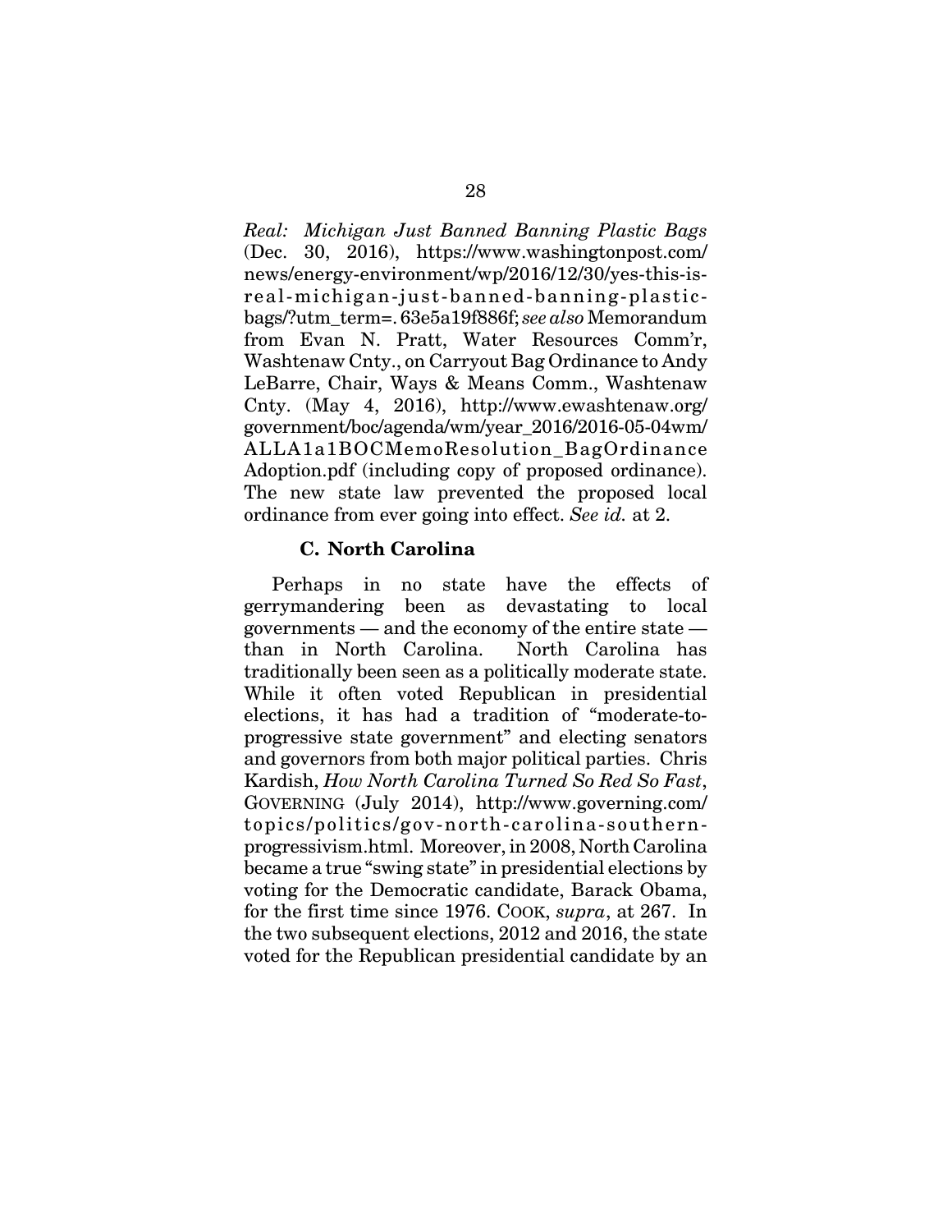*Real: Michigan Just Banned Banning Plastic Bags* (Dec. 30, 2016), https://www.washingtonpost.com/news/energy-environment/wp/2016/12/30/yes-this-is-real-michigan-just-banned-banning-plastic-bags/?utm_term=.63e5a19f886f; *see also* Memorandum from Evan N. Pratt, Water Resources Comm'r, Washtenaw Cnty., on Carryout Bag Ordinance to Andy LeBarre, Chair, Ways & Means Comm., Washtenaw Cnty. (May 4, 2016), http://www.ewashtenaw.org/government/boc/agenda/wm/year_2016/2016-05-04wm/ALLA1a1BOCMemoResolution_BagOrdinanceAdoption.pdf (including copy of proposed ordinance). The new state law prevented the proposed local ordinance from ever going into effect. *See id.* at 2.

### C. North Carolina

Perhaps in no state have the effects of gerrymandering been as devastating to local governments — and the economy of the entire state — than in North Carolina. North Carolina has traditionally been seen as a politically moderate state. While it often voted Republican in presidential elections, it has had a tradition of "moderate-to-progressive state government" and electing senators and governors from both major political parties. Chris Kardish, *How North Carolina Turned So Red So Fast*, GOVERNING (July 2014), http://www.governing.com/topics/politics/gov-north-carolina-southern-progressivism.html. Moreover, in 2008, North Carolina became a true "swing state" in presidential elections by voting for the Democratic candidate, Barack Obama, for the first time since 1976. COOK, *supra*, at 267. In the two subsequent elections, 2012 and 2016, the state voted for the Republican presidential candidate by an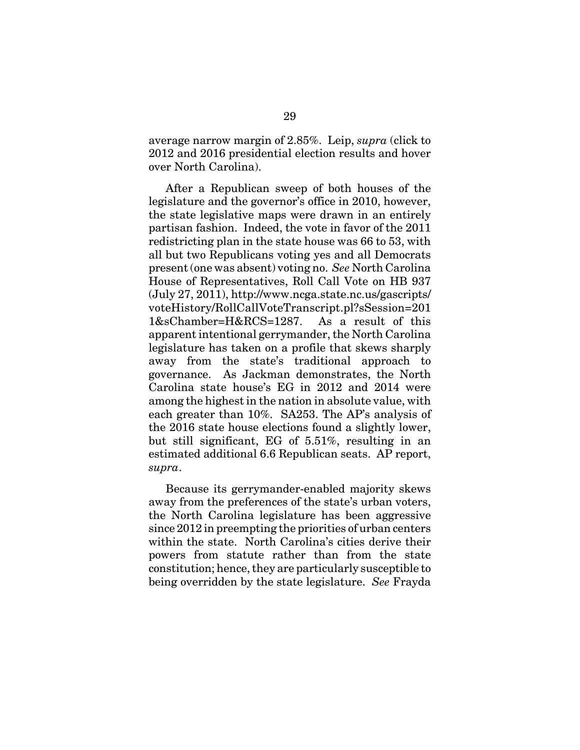average narrow margin of 2.85%. Leip, *supra* (click to 2012 and 2016 presidential election results and hover over North Carolina).

After a Republican sweep of both houses of the legislature and the governor's office in 2010, however, the state legislative maps were drawn in an entirely partisan fashion. Indeed, the vote in favor of the 2011 redistricting plan in the state house was 66 to 53, with all but two Republicans voting yes and all Democrats present (one was absent) voting no. *See* North Carolina House of Representatives, Roll Call Vote on HB 937 (July 27, 2011), http://www.ncga.state.nc.us/gascripts/voteHistory/RollCallVoteTranscript.pl?sSession=2011&sChamber=H&RCS=1287. As a result of this apparent intentional gerrymander, the North Carolina legislature has taken on a profile that skews sharply away from the state's traditional approach to governance. As Jackman demonstrates, the North Carolina state house's EG in 2012 and 2014 were among the highest in the nation in absolute value, with each greater than 10%. SA253. The AP's analysis of the 2016 state house elections found a slightly lower, but still significant, EG of 5.51%, resulting in an estimated additional 6.6 Republican seats. AP report, *supra*.

Because its gerrymander-enabled majority skews away from the preferences of the state's urban voters, the North Carolina legislature has been aggressive since 2012 in preempting the priorities of urban centers within the state. North Carolina's cities derive their powers from statute rather than from the state constitution; hence, they are particularly susceptible to being overridden by the state legislature. *See* Frayda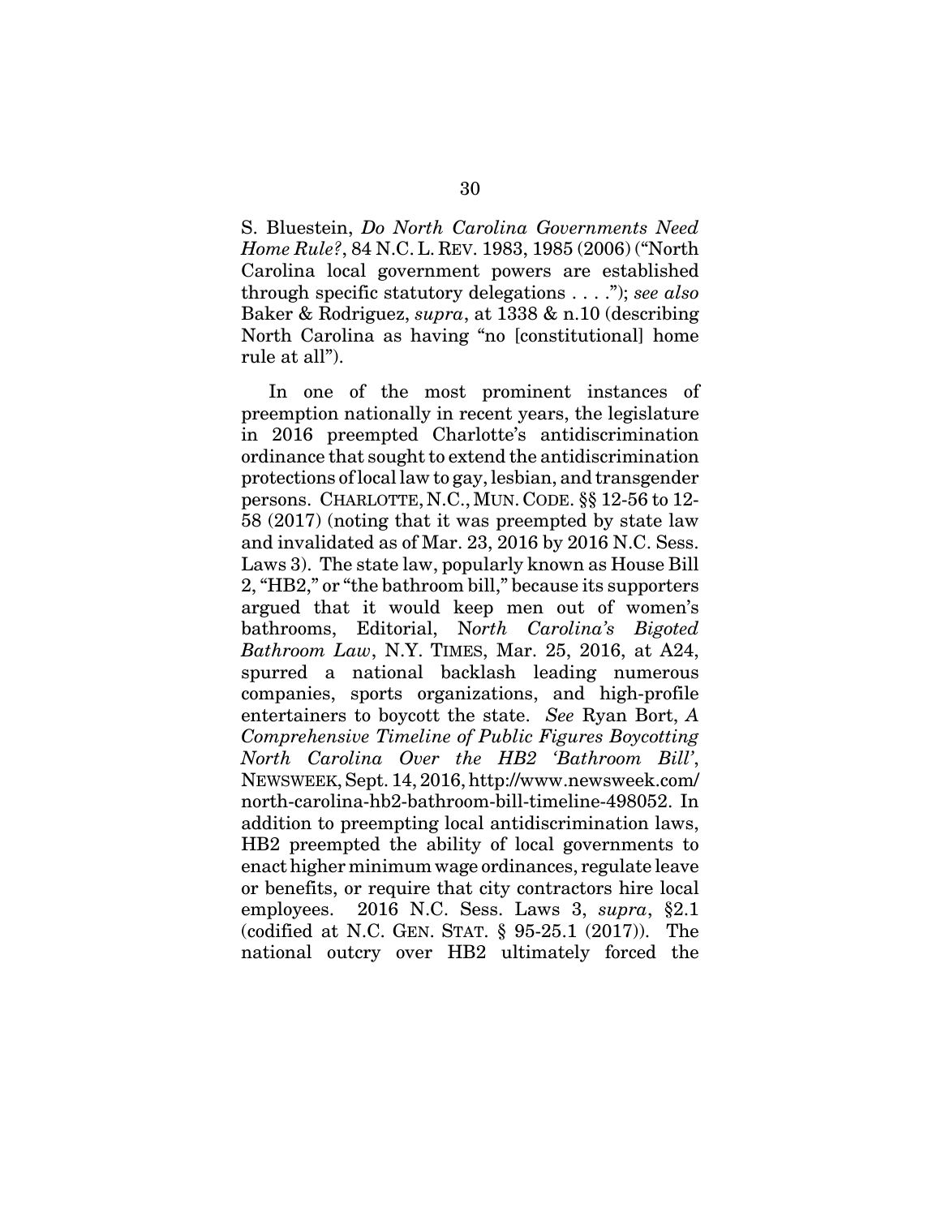S. Bluestein, *Do North Carolina Governments Need Home Rule?*, 84 N.C. L. REV. 1983, 1985 (2006) ("North Carolina local government powers are established through specific statutory delegations . . . ."); *see also* Baker & Rodriguez, *supra*, at 1338 & n.10 (describing North Carolina as having "no [constitutional] home rule at all").

In one of the most prominent instances of preemption nationally in recent years, the legislature in 2016 preempted Charlotte's antidiscrimination ordinance that sought to extend the antidiscrimination protections of local law to gay, lesbian, and transgender persons. CHARLOTTE, N.C., MUN. CODE. §§ 12-56 to 12-58 (2017) (noting that it was preempted by state law and invalidated as of Mar. 23, 2016 by 2016 N.C. Sess. Laws 3). The state law, popularly known as House Bill 2, "HB2," or "the bathroom bill," because its supporters argued that it would keep men out of women's bathrooms, Editorial, N*orth Carolina's Bigoted Bathroom Law*, N.Y. TIMES, Mar. 25, 2016, at A24, spurred a national backlash leading numerous companies, sports organizations, and high-profile entertainers to boycott the state. *See* Ryan Bort, *A Comprehensive Timeline of Public Figures Boycotting North Carolina Over the HB2 'Bathroom Bill'*, NEWSWEEK, Sept. 14, 2016, http://www.newsweek.com/north-carolina-hb2-bathroom-bill-timeline-498052. In addition to preempting local antidiscrimination laws, HB2 preempted the ability of local governments to enact higher minimum wage ordinances, regulate leave or benefits, or require that city contractors hire local employees. 2016 N.C. Sess. Laws 3, *supra*, §2.1 (codified at N.C. GEN. STAT. § 95-25.1 (2017)). The national outcry over HB2 ultimately forced the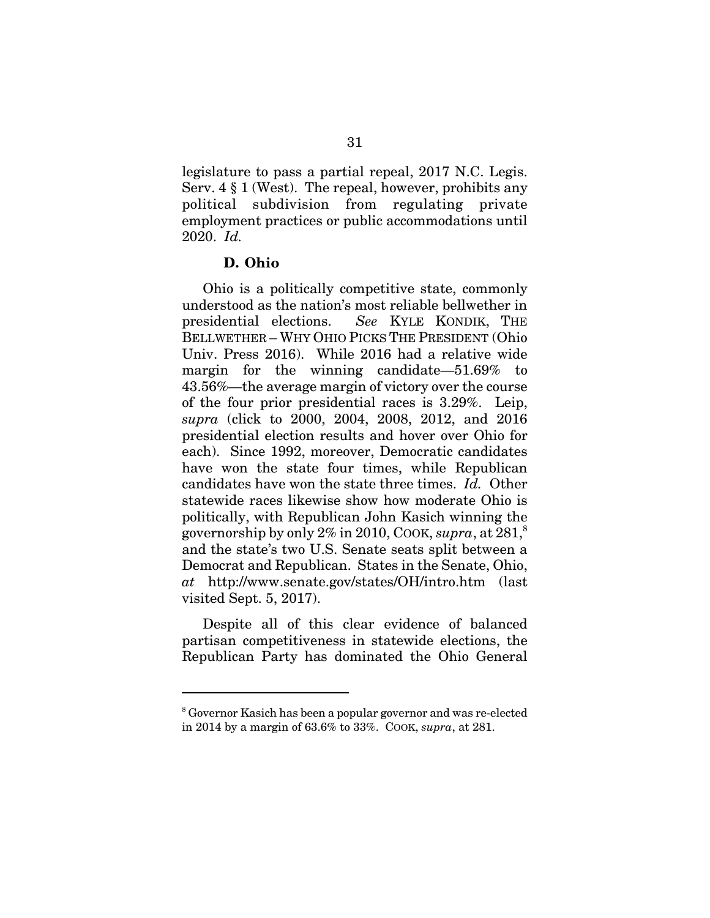legislature to pass a partial repeal, 2017 N.C. Legis. Serv. 4 § 1 (West). The repeal, however, prohibits any political subdivision from regulating private employment practices or public accommodations until 2020. *Id.*

### D. Ohio

Ohio is a politically competitive state, commonly understood as the nation's most reliable bellwether in presidential elections. *See* KYLE KONDIK, THE BELLWETHER – WHY OHIO PICKS THE PRESIDENT (Ohio Univ. Press 2016). While 2016 had a relative wide margin for the winning candidate—51.69% to 43.56%—the average margin of victory over the course of the four prior presidential races is 3.29%. Leip, *supra* (click to 2000, 2004, 2008, 2012, and 2016 presidential election results and hover over Ohio for each). Since 1992, moreover, Democratic candidates have won the state four times, while Republican candidates have won the state three times. *Id.* Other statewide races likewise show how moderate Ohio is politically, with Republican John Kasich winning the governorship by only 2% in 2010, COOK, *supra*, at 281,[8] and the state's two U.S. Senate seats split between a Democrat and Republican. States in the Senate, Ohio, *at* http://www.senate.gov/states/OH/intro.htm (last visited Sept. 5, 2017).

Despite all of this clear evidence of balanced partisan competitiveness in statewide elections, the Republican Party has dominated the Ohio General

---

[8] Governor Kasich has been a popular governor and was re-elected in 2014 by a margin of 63.6% to 33%. COOK, *supra*, at 281.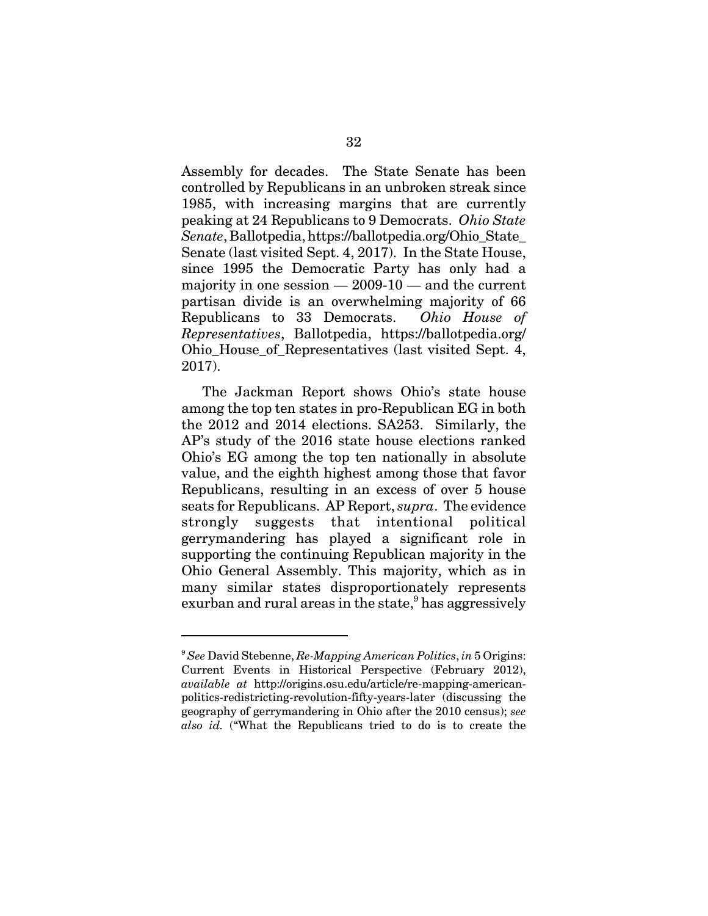Assembly for decades. The State Senate has been controlled by Republicans in an unbroken streak since 1985, with increasing margins that are currently peaking at 24 Republicans to 9 Democrats. *Ohio State Senate*, Ballotpedia, https://ballotpedia.org/Ohio_State_Senate (last visited Sept. 4, 2017). In the State House, since 1995 the Democratic Party has only had a majority in one session — 2009-10 — and the current partisan divide is an overwhelming majority of 66 Republicans to 33 Democrats. *Ohio House of Representatives*, Ballotpedia, https://ballotpedia.org/Ohio_House_of_Representatives (last visited Sept. 4, 2017).

The Jackman Report shows Ohio's state house among the top ten states in pro-Republican EG in both the 2012 and 2014 elections. SA253. Similarly, the AP's study of the 2016 state house elections ranked Ohio's EG among the top ten nationally in absolute value, and the eighth highest among those that favor Republicans, resulting in an excess of over 5 house seats for Republicans. AP Report, *supra*. The evidence strongly suggests that intentional political gerrymandering has played a significant role in supporting the continuing Republican majority in the Ohio General Assembly. This majority, which as in many similar states disproportionately represents exurban and rural areas in the state,[9] has aggressively

---

[9] *See* David Stebenne, *Re-Mapping American Politics*, *in* 5 Origins: Current Events in Historical Perspective (February 2012), *available at* http://origins.osu.edu/article/re-mapping-american-politics-redistricting-revolution-fifty-years-later (discussing the geography of gerrymandering in Ohio after the 2010 census); *see also id.* ("What the Republicans tried to do is to create the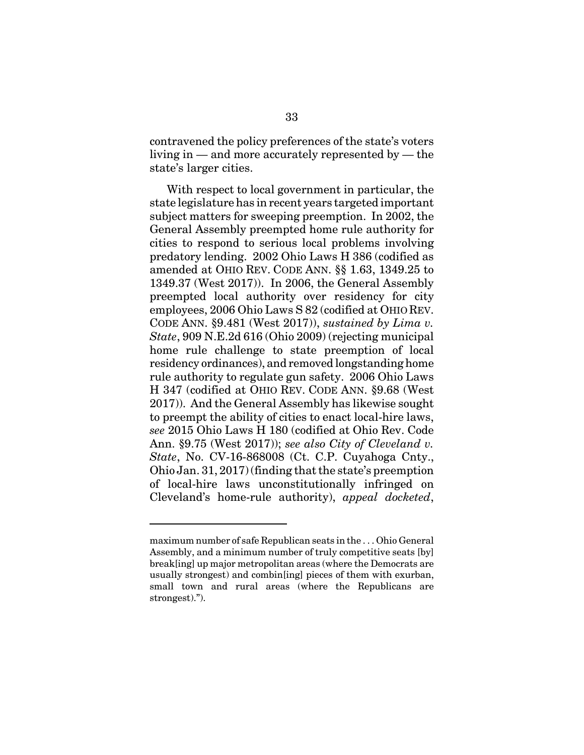contravened the policy preferences of the state's voters living in — and more accurately represented by — the state's larger cities.

With respect to local government in particular, the state legislature has in recent years targeted important subject matters for sweeping preemption. In 2002, the General Assembly preempted home rule authority for cities to respond to serious local problems involving predatory lending. 2002 Ohio Laws H 386 (codified as amended at OHIO REV. CODE ANN. §§ 1.63, 1349.25 to 1349.37 (West 2017)). In 2006, the General Assembly preempted local authority over residency for city employees, 2006 Ohio Laws S 82 (codified at OHIO REV. CODE ANN. §9.481 (West 2017)), *sustained by Lima v. State*, 909 N.E.2d 616 (Ohio 2009) (rejecting municipal home rule challenge to state preemption of local residency ordinances), and removed longstanding home rule authority to regulate gun safety. 2006 Ohio Laws H 347 (codified at OHIO REV. CODE ANN. §9.68 (West 2017)). And the General Assembly has likewise sought to preempt the ability of cities to enact local-hire laws, *see* 2015 Ohio Laws H 180 (codified at Ohio Rev. Code Ann. §9.75 (West 2017)); *see also City of Cleveland v. State*, No. CV-16-868008 (Ct. C.P. Cuyahoga Cnty., Ohio Jan. 31, 2017) (finding that the state's preemption of local-hire laws unconstitutionally infringed on Cleveland's home-rule authority), *appeal docketed*,

---

maximum number of safe Republican seats in the . . . Ohio General Assembly, and a minimum number of truly competitive seats [by] break[ing] up major metropolitan areas (where the Democrats are usually strongest) and combin[ing] pieces of them with exurban, small town and rural areas (where the Republicans are strongest).").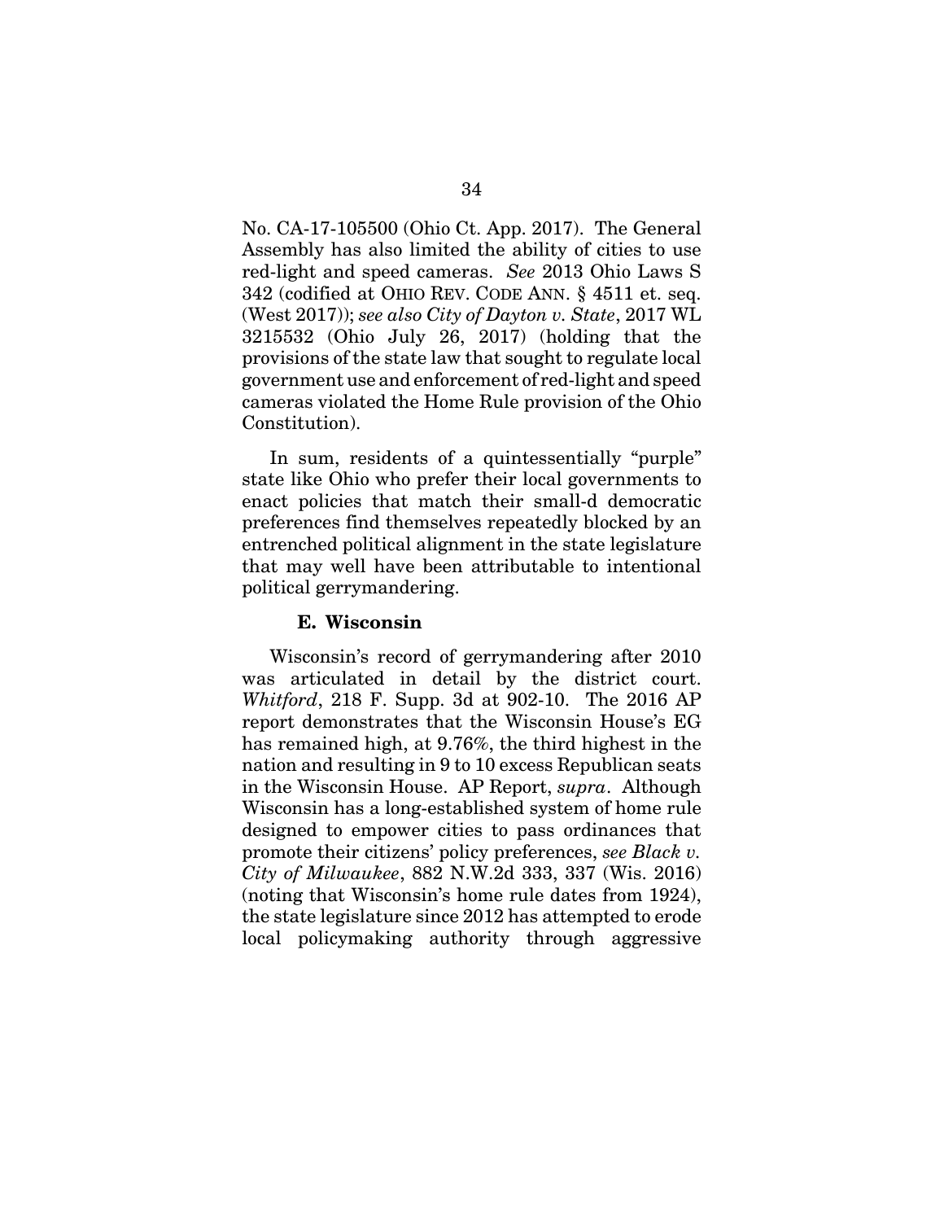No. CA-17-105500 (Ohio Ct. App. 2017). The General Assembly has also limited the ability of cities to use red-light and speed cameras. *See* 2013 Ohio Laws S 342 (codified at OHIO REV. CODE ANN. § 4511 et. seq. (West 2017)); *see also City of Dayton v. State*, 2017 WL 3215532 (Ohio July 26, 2017) (holding that the provisions of the state law that sought to regulate local government use and enforcement of red-light and speed cameras violated the Home Rule provision of the Ohio Constitution).

In sum, residents of a quintessentially "purple" state like Ohio who prefer their local governments to enact policies that match their small-d democratic preferences find themselves repeatedly blocked by an entrenched political alignment in the state legislature that may well have been attributable to intentional political gerrymandering.

### E. Wisconsin

Wisconsin's record of gerrymandering after 2010 was articulated in detail by the district court. *Whitford*, 218 F. Supp. 3d at 902-10. The 2016 AP report demonstrates that the Wisconsin House's EG has remained high, at 9.76%, the third highest in the nation and resulting in 9 to 10 excess Republican seats in the Wisconsin House. AP Report, *supra*. Although Wisconsin has a long-established system of home rule designed to empower cities to pass ordinances that promote their citizens' policy preferences, *see Black v. City of Milwaukee*, 882 N.W.2d 333, 337 (Wis. 2016) (noting that Wisconsin's home rule dates from 1924), the state legislature since 2012 has attempted to erode local policymaking authority through aggressive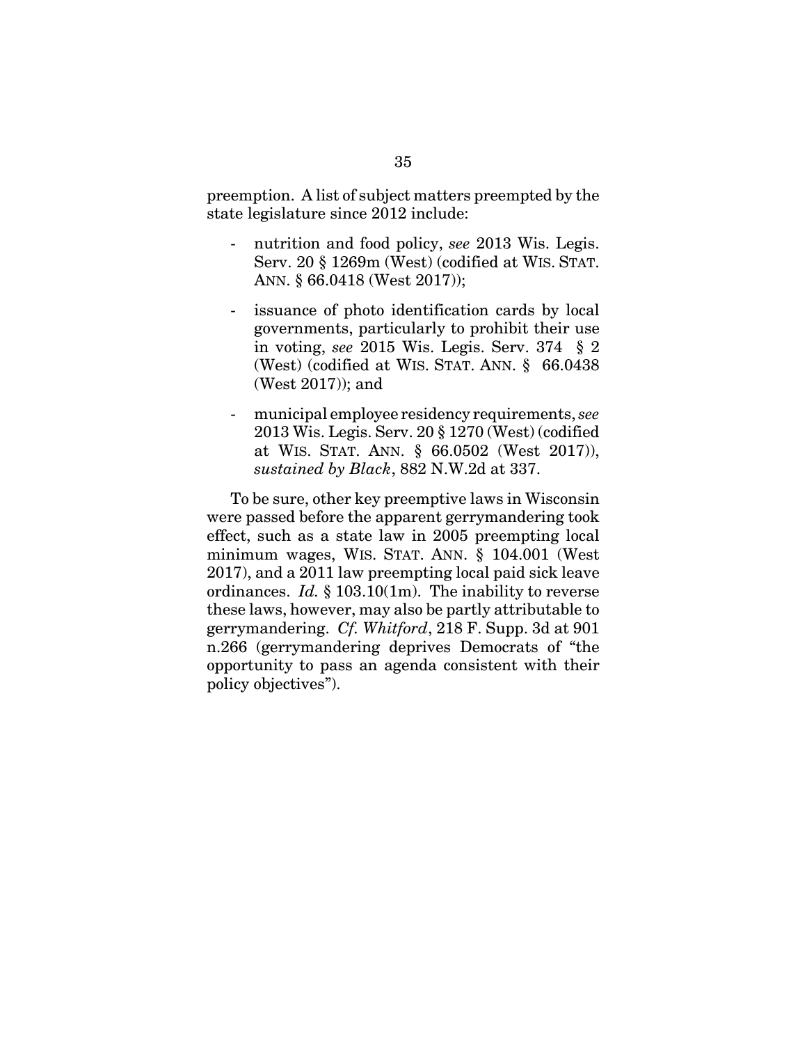preemption. A list of subject matters preempted by the state legislature since 2012 include:

- nutrition and food policy, *see* 2013 Wis. Legis. Serv. 20 § 1269m (West) (codified at WIS. STAT. ANN. § 66.0418 (West 2017));

- issuance of photo identification cards by local governments, particularly to prohibit their use in voting, *see* 2015 Wis. Legis. Serv. 374 § 2 (West) (codified at WIS. STAT. ANN. § 66.0438 (West 2017)); and

- municipal employee residency requirements, *see* 2013 Wis. Legis. Serv. 20 § 1270 (West) (codified at WIS. STAT. ANN. § 66.0502 (West 2017)), *sustained by Black*, 882 N.W.2d at 337.

To be sure, other key preemptive laws in Wisconsin were passed before the apparent gerrymandering took effect, such as a state law in 2005 preempting local minimum wages, WIS. STAT. ANN. § 104.001 (West 2017), and a 2011 law preempting local paid sick leave ordinances. *Id.* § 103.10(1m). The inability to reverse these laws, however, may also be partly attributable to gerrymandering. *Cf. Whitford*, 218 F. Supp. 3d at 901 n.266 (gerrymandering deprives Democrats of "the opportunity to pass an agenda consistent with their policy objectives").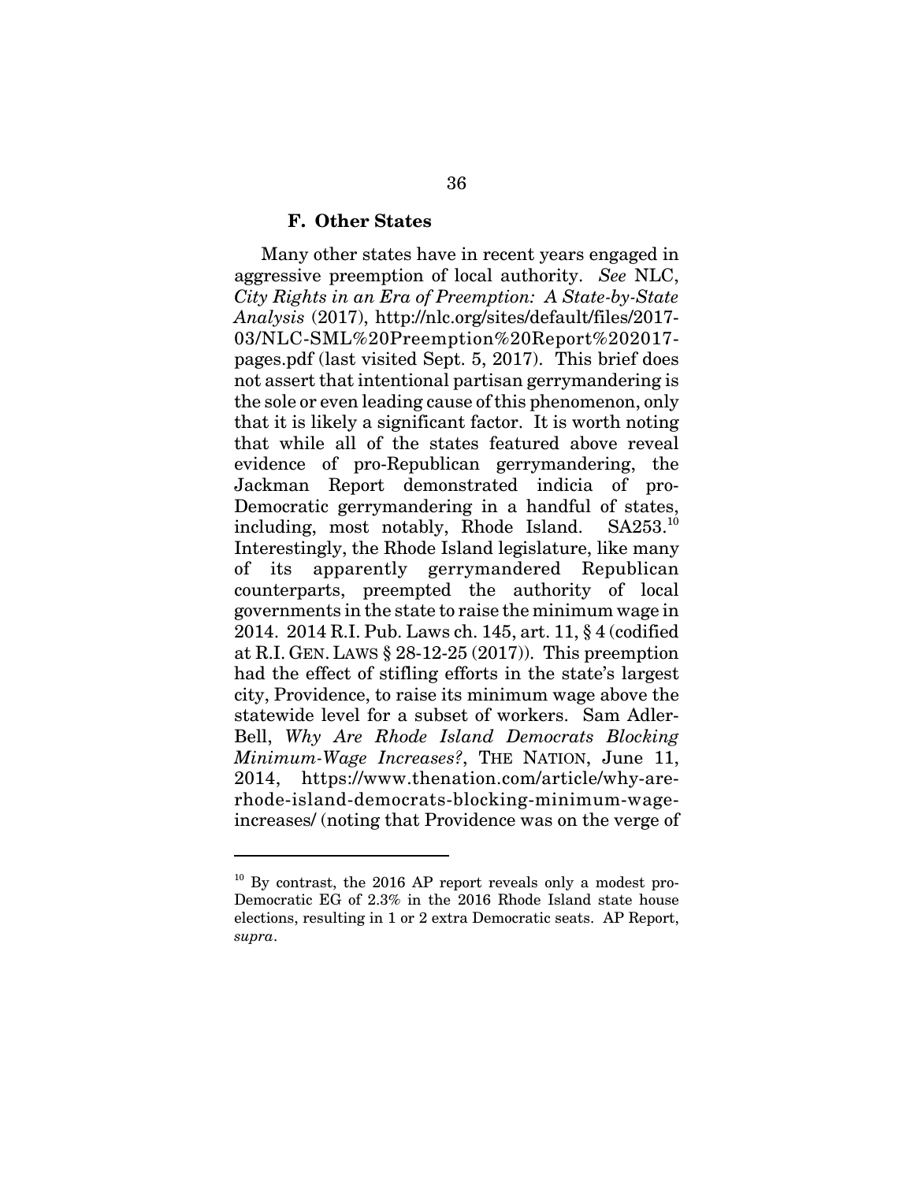### F. Other States

Many other states have in recent years engaged in aggressive preemption of local authority. *See* NLC, *City Rights in an Era of Preemption: A State-by-State Analysis* (2017), http://nlc.org/sites/default/files/2017-03/NLC-SML%20Preemption%20Report%202017-pages.pdf (last visited Sept. 5, 2017). This brief does not assert that intentional partisan gerrymandering is the sole or even leading cause of this phenomenon, only that it is likely a significant factor. It is worth noting that while all of the states featured above reveal evidence of pro-Republican gerrymandering, the Jackman Report demonstrated indicia of pro-Democratic gerrymandering in a handful of states, including, most notably, Rhode Island. SA253.[10] Interestingly, the Rhode Island legislature, like many of its apparently gerrymandered Republican counterparts, preempted the authority of local governments in the state to raise the minimum wage in 2014. 2014 R.I. Pub. Laws ch. 145, art. 11, § 4 (codified at R.I. GEN. LAWS § 28-12-25 (2017)). This preemption had the effect of stifling efforts in the state's largest city, Providence, to raise its minimum wage above the statewide level for a subset of workers. Sam Adler-Bell, *Why Are Rhode Island Democrats Blocking Minimum-Wage Increases?*, THE NATION, June 11, 2014, https://www.thenation.com/article/why-are-rhode-island-democrats-blocking-minimum-wage-increases/ (noting that Providence was on the verge of

---

[10] By contrast, the 2016 AP report reveals only a modest pro-Democratic EG of 2.3% in the 2016 Rhode Island state house elections, resulting in 1 or 2 extra Democratic seats. AP Report, *supra*.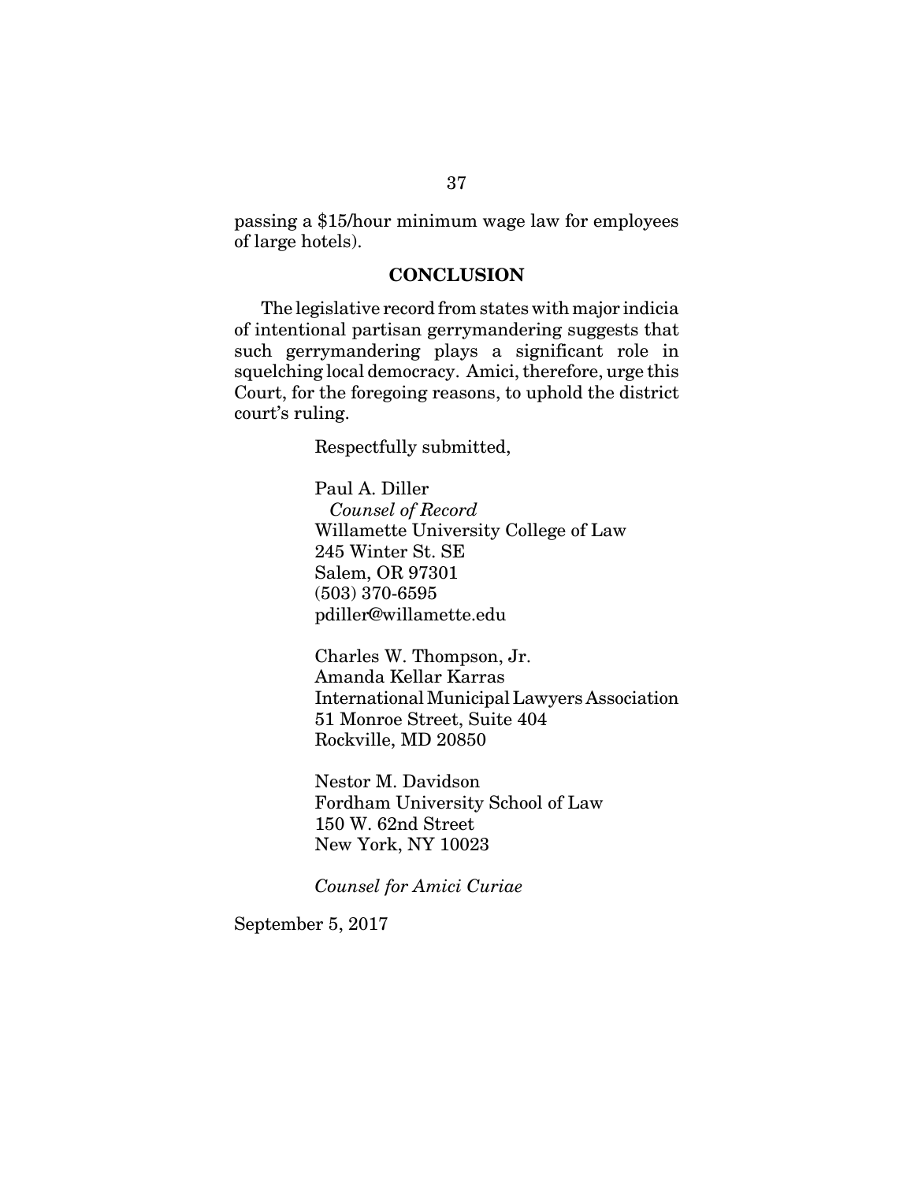passing a $15/hour minimum wage law for employees of large hotels).

## CONCLUSION

The legislative record from states with major indicia of intentional partisan gerrymandering suggests that such gerrymandering plays a significant role in squelching local democracy. Amici, therefore, urge this Court, for the foregoing reasons, to uphold the district court's ruling.

Respectfully submitted,

Paul A. Diller  
*Counsel of Record*  
Willamette University College of Law  
245 Winter St. SE  
Salem, OR 97301  
(503) 370-6595  
pdiller@willamette.edu

Charles W. Thompson, Jr.  
Amanda Kellar Karras  
International Municipal Lawyers Association  
51 Monroe Street, Suite 404  
Rockville, MD 20850

Nestor M. Davidson  
Fordham University School of Law  
150 W. 62nd Street  
New York, NY 10023

*Counsel for Amici Curiae*

September 5, 2017